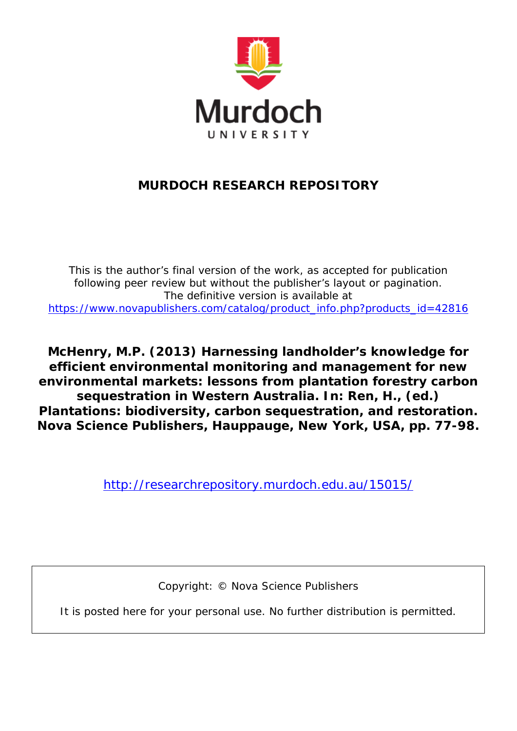Murdoch
UNIVERSITY

**MURDOCH RESEARCH REPOSITORY**

This is the author's final version of the work, as accepted for publication following peer review but without the publisher's layout or pagination.
The definitive version is available at
https://www.novapublishers.com/catalog/product_info.php?products_id=42816

**McHenry, M.P. (2013) Harnessing landholder's knowledge for efficient environmental monitoring and management for new environmental markets: lessons from plantation forestry carbon sequestration in Western Australia. In: Ren, H., (ed.) Plantations: biodiversity, carbon sequestration, and restoration. Nova Science Publishers, Hauppauge, New York, USA, pp. 77-98.**

http://researchrepository.murdoch.edu.au/15015/

Copyright: © Nova Science Publishers

It is posted here for your personal use. No further distribution is permitted.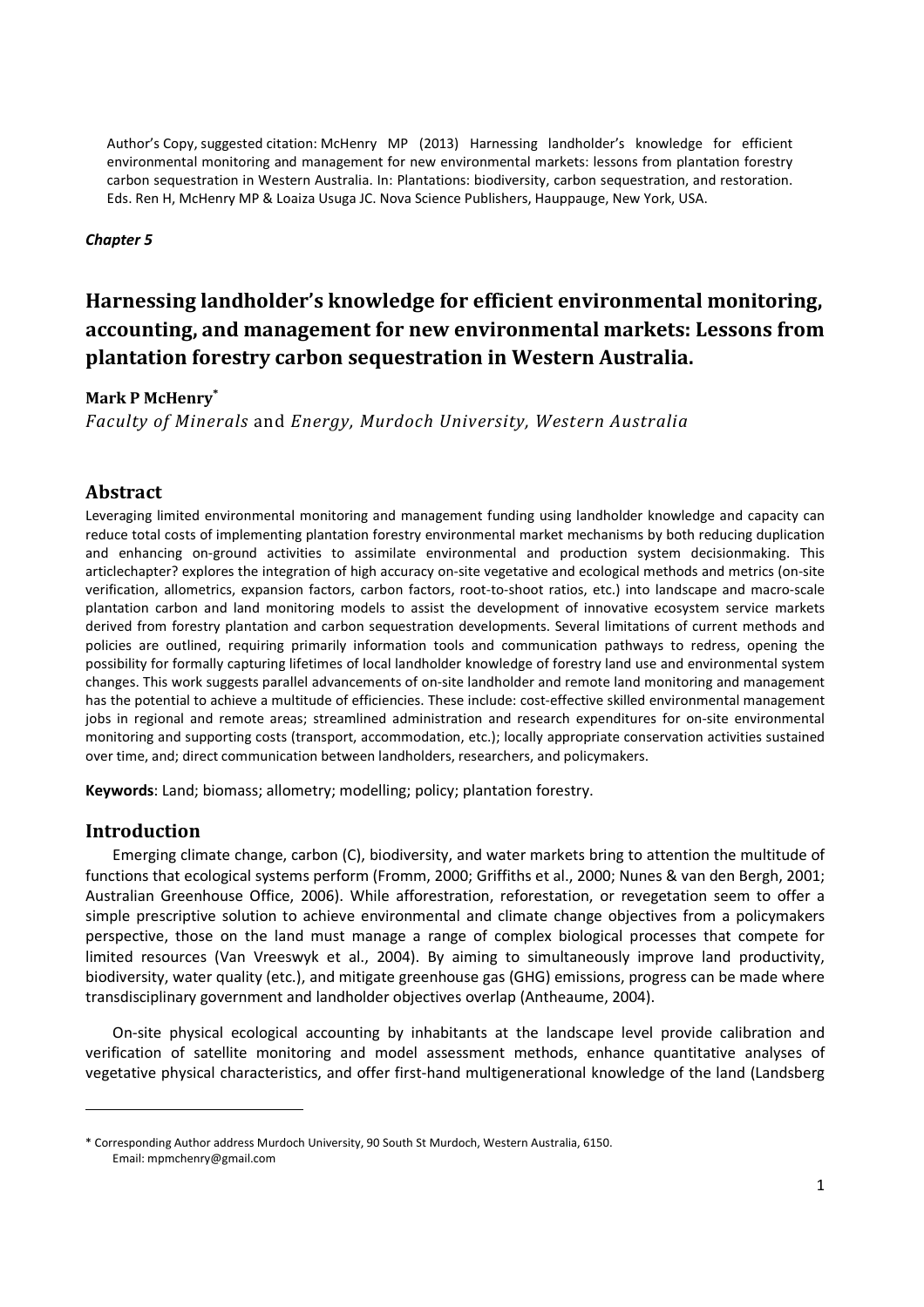Author's Copy, suggested citation: McHenry MP (2013) Harnessing landholder's knowledge for efficient environmental monitoring and management for new environmental markets: lessons from plantation forestry carbon sequestration in Western Australia. In: Plantations: biodiversity, carbon sequestration, and restoration. Eds. Ren H, McHenry MP & Loaiza Usuga JC. Nova Science Publishers, Hauppauge, New York, USA.

***Chapter 5***

# Harnessing landholder's knowledge for efficient environmental monitoring, accounting, and management for new environmental markets: Lessons from plantation forestry carbon sequestration in Western Australia.

**Mark P McHenry***

*Faculty of Minerals* and *Energy, Murdoch University, Western Australia*

## Abstract

Leveraging limited environmental monitoring and management funding using landholder knowledge and capacity can reduce total costs of implementing plantation forestry environmental market mechanisms by both reducing duplication and enhancing on-ground activities to assimilate environmental and production system decisionmaking. This articlechapter? explores the integration of high accuracy on-site vegetative and ecological methods and metrics (on-site verification, allometrics, expansion factors, carbon factors, root-to-shoot ratios, etc.) into landscape and macro-scale plantation carbon and land monitoring models to assist the development of innovative ecosystem service markets derived from forestry plantation and carbon sequestration developments. Several limitations of current methods and policies are outlined, requiring primarily information tools and communication pathways to redress, opening the possibility for formally capturing lifetimes of local landholder knowledge of forestry land use and environmental system changes. This work suggests parallel advancements of on-site landholder and remote land monitoring and management has the potential to achieve a multitude of efficiencies. These include: cost-effective skilled environmental management jobs in regional and remote areas; streamlined administration and research expenditures for on-site environmental monitoring and supporting costs (transport, accommodation, etc.); locally appropriate conservation activities sustained over time, and; direct communication between landholders, researchers, and policymakers.

**Keywords**: Land; biomass; allometry; modelling; policy; plantation forestry.

## Introduction

Emerging climate change, carbon (C), biodiversity, and water markets bring to attention the multitude of functions that ecological systems perform (Fromm, 2000; Griffiths et al., 2000; Nunes & van den Bergh, 2001; Australian Greenhouse Office, 2006). While afforestration, reforestation, or revegetation seem to offer a simple prescriptive solution to achieve environmental and climate change objectives from a policymakers perspective, those on the land must manage a range of complex biological processes that compete for limited resources (Van Vreeswyk et al., 2004). By aiming to simultaneously improve land productivity, biodiversity, water quality (etc.), and mitigate greenhouse gas (GHG) emissions, progress can be made where transdisciplinary government and landholder objectives overlap (Antheaume, 2004).

On-site physical ecological accounting by inhabitants at the landscape level provide calibration and verification of satellite monitoring and model assessment methods, enhance quantitative analyses of vegetative physical characteristics, and offer first-hand multigenerational knowledge of the land (Landsberg

* Corresponding Author address Murdoch University, 90 South St Murdoch, Western Australia, 6150.
Email: mpmchenry@gmail.com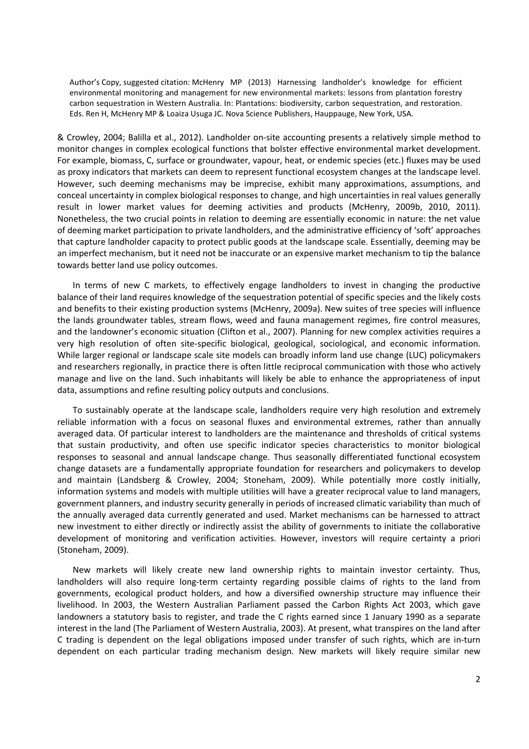& Crowley, 2004; Balilla et al., 2012). Landholder on-site accounting presents a relatively simple method to monitor changes in complex ecological functions that bolster effective environmental market development. For example, biomass, C, surface or groundwater, vapour, heat, or endemic species (etc.) fluxes may be used as proxy indicators that markets can deem to represent functional ecosystem changes at the landscape level. However, such deeming mechanisms may be imprecise, exhibit many approximations, assumptions, and conceal uncertainty in complex biological responses to change, and high uncertainties in real values generally result in lower market values for deeming activities and products (McHenry, 2009b, 2010, 2011). Nonetheless, the two crucial points in relation to deeming are essentially economic in nature: the net value of deeming market participation to private landholders, and the administrative efficiency of 'soft' approaches that capture landholder capacity to protect public goods at the landscape scale. Essentially, deeming may be an imperfect mechanism, but it need not be inaccurate or an expensive market mechanism to tip the balance towards better land use policy outcomes.

In terms of new C markets, to effectively engage landholders to invest in changing the productive balance of their land requires knowledge of the sequestration potential of specific species and the likely costs and benefits to their existing production systems (McHenry, 2009a). New suites of tree species will influence the lands groundwater tables, stream flows, weed and fauna management regimes, fire control measures, and the landowner's economic situation (Clifton et al., 2007). Planning for new complex activities requires a very high resolution of often site-specific biological, geological, sociological, and economic information. While larger regional or landscape scale site models can broadly inform land use change (LUC) policymakers and researchers regionally, in practice there is often little reciprocal communication with those who actively manage and live on the land. Such inhabitants will likely be able to enhance the appropriateness of input data, assumptions and refine resulting policy outputs and conclusions.

To sustainably operate at the landscape scale, landholders require very high resolution and extremely reliable information with a focus on seasonal fluxes and environmental extremes, rather than annually averaged data. Of particular interest to landholders are the maintenance and thresholds of critical systems that sustain productivity, and often use specific indicator species characteristics to monitor biological responses to seasonal and annual landscape change. Thus seasonally differentiated functional ecosystem change datasets are a fundamentally appropriate foundation for researchers and policymakers to develop and maintain (Landsberg & Crowley, 2004; Stoneham, 2009). While potentially more costly initially, information systems and models with multiple utilities will have a greater reciprocal value to land managers, government planners, and industry security generally in periods of increased climatic variability than much of the annually averaged data currently generated and used. Market mechanisms can be harnessed to attract new investment to either directly or indirectly assist the ability of governments to initiate the collaborative development of monitoring and verification activities. However, investors will require certainty a priori (Stoneham, 2009).

New markets will likely create new land ownership rights to maintain investor certainty. Thus, landholders will also require long-term certainty regarding possible claims of rights to the land from governments, ecological product holders, and how a diversified ownership structure may influence their livelihood. In 2003, the Western Australian Parliament passed the Carbon Rights Act 2003, which gave landowners a statutory basis to register, and trade the C rights earned since 1 January 1990 as a separate interest in the land (The Parliament of Western Australia, 2003). At present, what transpires on the land after C trading is dependent on the legal obligations imposed under transfer of such rights, which are in-turn dependent on each particular trading mechanism design. New markets will likely require similar new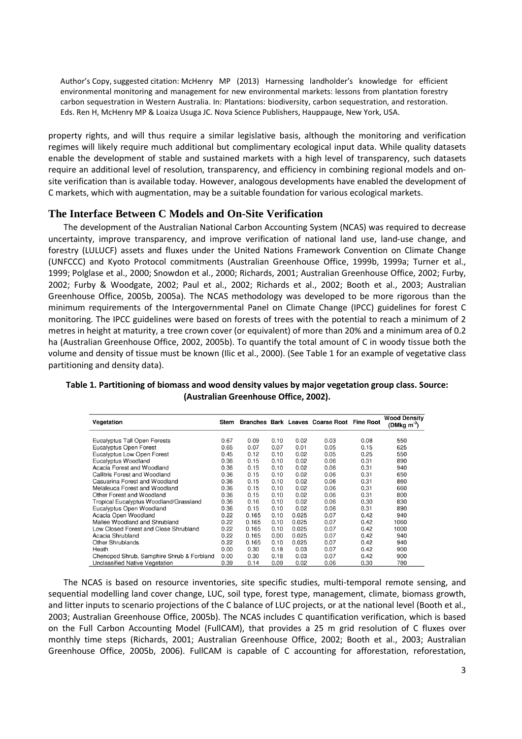Author's Copy, suggested citation: McHenry MP (2013) Harnessing landholder's knowledge for efficient environmental monitoring and management for new environmental markets: lessons from plantation forestry carbon sequestration in Western Australia. In: Plantations: biodiversity, carbon sequestration, and restoration. Eds. Ren H, McHenry MP & Loaiza Usuga JC. Nova Science Publishers, Hauppauge, New York, USA.

property rights, and will thus require a similar legislative basis, although the monitoring and verification regimes will likely require much additional but complimentary ecological input data. While quality datasets enable the development of stable and sustained markets with a high level of transparency, such datasets require an additional level of resolution, transparency, and efficiency in combining regional models and on-site verification than is available today. However, analogous developments have enabled the development of C markets, which with augmentation, may be a suitable foundation for various ecological markets.

## The Interface Between C Models and On-Site Verification

The development of the Australian National Carbon Accounting System (NCAS) was required to decrease uncertainty, improve transparency, and improve verification of national land use, land-use change, and forestry (LULUCF) assets and fluxes under the United Nations Framework Convention on Climate Change (UNFCCC) and Kyoto Protocol commitments (Australian Greenhouse Office, 1999b, 1999a; Turner et al., 1999; Polglase et al., 2000; Snowdon et al., 2000; Richards, 2001; Australian Greenhouse Office, 2002; Furby, 2002; Furby & Woodgate, 2002; Paul et al., 2002; Richards et al., 2002; Booth et al., 2003; Australian Greenhouse Office, 2005b, 2005a). The NCAS methodology was developed to be more rigorous than the minimum requirements of the Intergovernmental Panel on Climate Change (IPCC) guidelines for forest C monitoring. The IPCC guidelines were based on forests of trees with the potential to reach a minimum of 2 metres in height at maturity, a tree crown cover (or equivalent) of more than 20% and a minimum area of 0.2 ha (Australian Greenhouse Office, 2002, 2005b). To quantify the total amount of C in woody tissue both the volume and density of tissue must be known (Ilic et al., 2000). (See Table 1 for an example of vegetative class partitioning and density data).

**Table 1. Partitioning of biomass and wood density values by major vegetation group class. Source: (Australian Greenhouse Office, 2002).**

| Vegetation | Stem | Branches | Bark | Leaves | Coarse Root | Fine Root | Wood Density (DMkg $m^{-3}$) |
|---|---|---|---|---|---|---|---|
| Eucalyptus Tall Open Forests | 0.67 | 0.09 | 0.10 | 0.02 | 0.03 | 0.08 | 550 |
| Eucalyptus Open Forest | 0.65 | 0.07 | 0.07 | 0.01 | 0.05 | 0.15 | 625 |
| Eucalyptus Low Open Forest | 0.45 | 0.12 | 0.10 | 0.02 | 0.05 | 0.25 | 550 |
| Eucalyptus Woodland | 0.36 | 0.15 | 0.10 | 0.02 | 0.06 | 0.31 | 890 |
| Acacia Forest and Woodland | 0.36 | 0.15 | 0.10 | 0.02 | 0.06 | 0.31 | 940 |
| Callitris Forest and Woodland | 0.36 | 0.15 | 0.10 | 0.02 | 0.06 | 0.31 | 650 |
| Casuarina Forest and Woodland | 0.36 | 0.15 | 0.10 | 0.02 | 0.06 | 0.31 | 860 |
| Melaleuca Forest and Woodland | 0.36 | 0.15 | 0.10 | 0.02 | 0.06 | 0.31 | 660 |
| Other Forest and Woodland | 0.36 | 0.15 | 0.10 | 0.02 | 0.06 | 0.31 | 800 |
| Tropical Eucalyptus Woodland/Grassland | 0.36 | 0.16 | 0.10 | 0.02 | 0.06 | 0.30 | 830 |
| Eucalyptus Open Woodland | 0.36 | 0.15 | 0.10 | 0.02 | 0.06 | 0.31 | 890 |
| Acacia Open Woodland | 0.22 | 0.165 | 0.10 | 0.025 | 0.07 | 0.42 | 940 |
| Mallee Woodland and Shrubland | 0.22 | 0.165 | 0.10 | 0.025 | 0.07 | 0.42 | 1060 |
| Low Closed Forest and Close Shrubland | 0.22 | 0.165 | 0.10 | 0.025 | 0.07 | 0.42 | 1000 |
| Acacia Shrubland | 0.22 | 0.165 | 0.00 | 0.025 | 0.07 | 0.42 | 940 |
| Other Shrublands | 0.22 | 0.165 | 0.10 | 0.025 | 0.07 | 0.42 | 940 |
| Heath | 0.00 | 0.30 | 0.18 | 0.03 | 0.07 | 0.42 | 900 |
| Chenopod Shrub, Samphire Shrub & Forbland | 0.00 | 0.30 | 0.18 | 0.03 | 0.07 | 0.42 | 900 |
| Unclassified Native Vegetation | 0.39 | 0.14 | 0.09 | 0.02 | 0.06 | 0.30 | 780 |

The NCAS is based on resource inventories, site specific studies, multi-temporal remote sensing, and sequential modelling land cover change, LUC, soil type, forest type, management, climate, biomass growth, and litter inputs to scenario projections of the C balance of LUC projects, or at the national level (Booth et al., 2003; Australian Greenhouse Office, 2005b). The NCAS includes C quantification verification, which is based on the Full Carbon Accounting Model (FullCAM), that provides a 25 m grid resolution of C fluxes over monthly time steps (Richards, 2001; Australian Greenhouse Office, 2002; Booth et al., 2003; Australian Greenhouse Office, 2005b, 2006). FullCAM is capable of C accounting for afforestation, reforestation,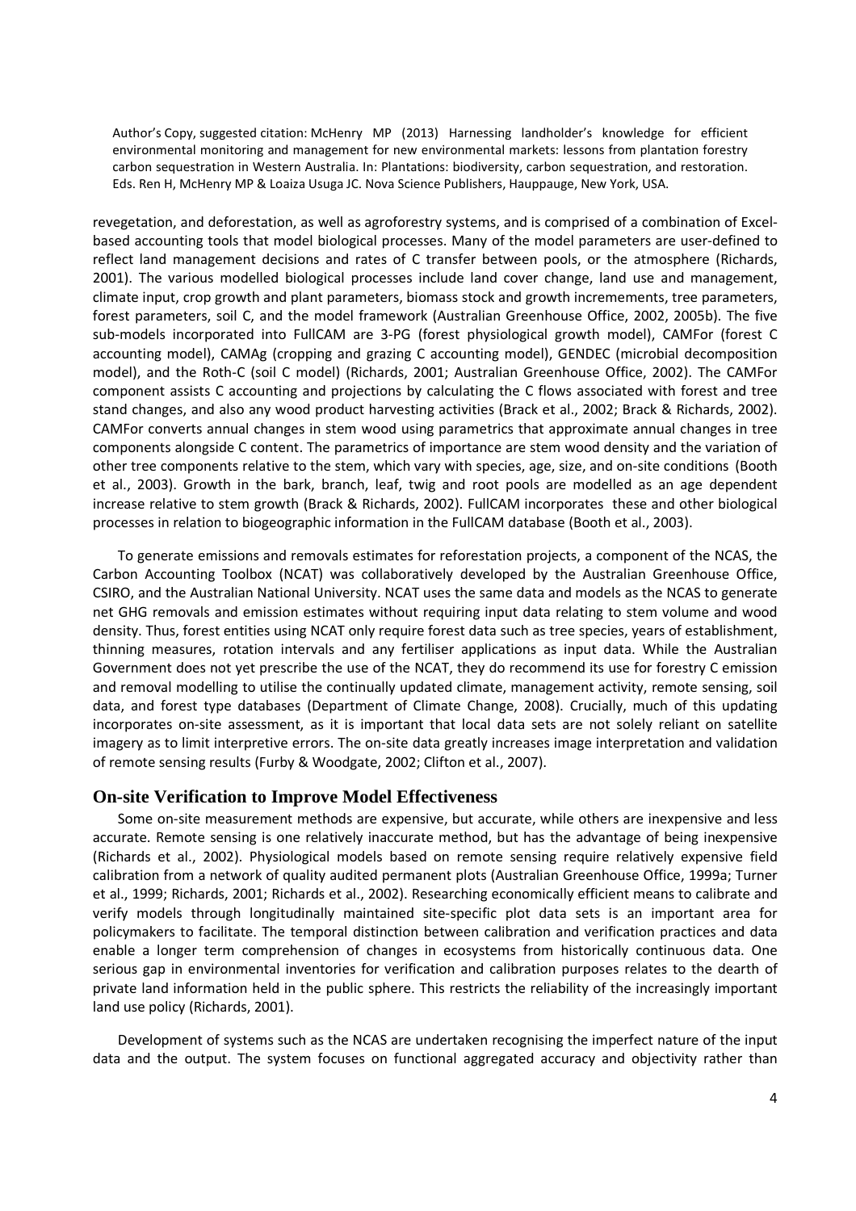revegetation, and deforestation, as well as agroforestry systems, and is comprised of a combination of Excel-based accounting tools that model biological processes. Many of the model parameters are user-defined to reflect land management decisions and rates of C transfer between pools, or the atmosphere (Richards, 2001). The various modelled biological processes include land cover change, land use and management, climate input, crop growth and plant parameters, biomass stock and growth incremements, tree parameters, forest parameters, soil C, and the model framework (Australian Greenhouse Office, 2002, 2005b). The five sub-models incorporated into FullCAM are 3-PG (forest physiological growth model), CAMFor (forest C accounting model), CAMAg (cropping and grazing C accounting model), GENDEC (microbial decomposition model), and the Roth-C (soil C model) (Richards, 2001; Australian Greenhouse Office, 2002). The CAMFor component assists C accounting and projections by calculating the C flows associated with forest and tree stand changes, and also any wood product harvesting activities (Brack et al., 2002; Brack & Richards, 2002). CAMFor converts annual changes in stem wood using parametrics that approximate annual changes in tree components alongside C content. The parametrics of importance are stem wood density and the variation of other tree components relative to the stem, which vary with species, age, size, and on-site conditions (Booth et al., 2003). Growth in the bark, branch, leaf, twig and root pools are modelled as an age dependent increase relative to stem growth (Brack & Richards, 2002). FullCAM incorporates these and other biological processes in relation to biogeographic information in the FullCAM database (Booth et al., 2003).

To generate emissions and removals estimates for reforestation projects, a component of the NCAS, the Carbon Accounting Toolbox (NCAT) was collaboratively developed by the Australian Greenhouse Office, CSIRO, and the Australian National University. NCAT uses the same data and models as the NCAS to generate net GHG removals and emission estimates without requiring input data relating to stem volume and wood density. Thus, forest entities using NCAT only require forest data such as tree species, years of establishment, thinning measures, rotation intervals and any fertiliser applications as input data. While the Australian Government does not yet prescribe the use of the NCAT, they do recommend its use for forestry C emission and removal modelling to utilise the continually updated climate, management activity, remote sensing, soil data, and forest type databases (Department of Climate Change, 2008). Crucially, much of this updating incorporates on-site assessment, as it is important that local data sets are not solely reliant on satellite imagery as to limit interpretive errors. The on-site data greatly increases image interpretation and validation of remote sensing results (Furby & Woodgate, 2002; Clifton et al., 2007).

## On-site Verification to Improve Model Effectiveness

Some on-site measurement methods are expensive, but accurate, while others are inexpensive and less accurate. Remote sensing is one relatively inaccurate method, but has the advantage of being inexpensive (Richards et al., 2002). Physiological models based on remote sensing require relatively expensive field calibration from a network of quality audited permanent plots (Australian Greenhouse Office, 1999a; Turner et al., 1999; Richards, 2001; Richards et al., 2002). Researching economically efficient means to calibrate and verify models through longitudinally maintained site-specific plot data sets is an important area for policymakers to facilitate. The temporal distinction between calibration and verification practices and data enable a longer term comprehension of changes in ecosystems from historically continuous data. One serious gap in environmental inventories for verification and calibration purposes relates to the dearth of private land information held in the public sphere. This restricts the reliability of the increasingly important land use policy (Richards, 2001).

Development of systems such as the NCAS are undertaken recognising the imperfect nature of the input data and the output. The system focuses on functional aggregated accuracy and objectivity rather than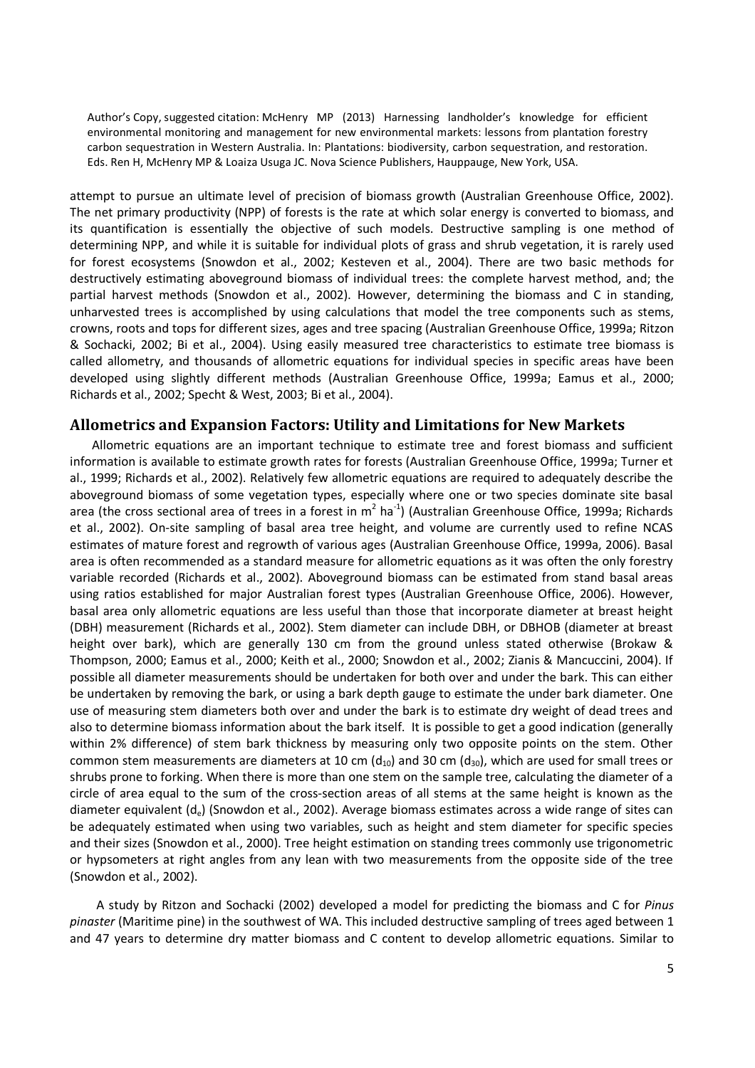attempt to pursue an ultimate level of precision of biomass growth (Australian Greenhouse Office, 2002). The net primary productivity (NPP) of forests is the rate at which solar energy is converted to biomass, and its quantification is essentially the objective of such models. Destructive sampling is one method of determining NPP, and while it is suitable for individual plots of grass and shrub vegetation, it is rarely used for forest ecosystems (Snowdon et al., 2002; Kesteven et al., 2004). There are two basic methods for destructively estimating aboveground biomass of individual trees: the complete harvest method, and; the partial harvest methods (Snowdon et al., 2002). However, determining the biomass and C in standing, unharvested trees is accomplished by using calculations that model the tree components such as stems, crowns, roots and tops for different sizes, ages and tree spacing (Australian Greenhouse Office, 1999a; Ritzon & Sochacki, 2002; Bi et al., 2004). Using easily measured tree characteristics to estimate tree biomass is called allometry, and thousands of allometric equations for individual species in specific areas have been developed using slightly different methods (Australian Greenhouse Office, 1999a; Eamus et al., 2000; Richards et al., 2002; Specht & West, 2003; Bi et al., 2004).

## Allometrics and Expansion Factors: Utility and Limitations for New Markets

Allometric equations are an important technique to estimate tree and forest biomass and sufficient information is available to estimate growth rates for forests (Australian Greenhouse Office, 1999a; Turner et al., 1999; Richards et al., 2002). Relatively few allometric equations are required to adequately describe the aboveground biomass of some vegetation types, especially where one or two species dominate site basal area (the cross sectional area of trees in a forest in $m^2$ $ha^{-1}$) (Australian Greenhouse Office, 1999a; Richards et al., 2002). On-site sampling of basal area tree height, and volume are currently used to refine NCAS estimates of mature forest and regrowth of various ages (Australian Greenhouse Office, 1999a, 2006). Basal area is often recommended as a standard measure for allometric equations as it was often the only forestry variable recorded (Richards et al., 2002). Aboveground biomass can be estimated from stand basal areas using ratios established for major Australian forest types (Australian Greenhouse Office, 2006). However, basal area only allometric equations are less useful than those that incorporate diameter at breast height (DBH) measurement (Richards et al., 2002). Stem diameter can include DBH, or DBHOB (diameter at breast height over bark), which are generally 130 cm from the ground unless stated otherwise (Brokaw & Thompson, 2000; Eamus et al., 2000; Keith et al., 2000; Snowdon et al., 2002; Zianis & Mancuccini, 2004). If possible all diameter measurements should be undertaken for both over and under the bark. This can either be undertaken by removing the bark, or using a bark depth gauge to estimate the under bark diameter. One use of measuring stem diameters both over and under the bark is to estimate dry weight of dead trees and also to determine biomass information about the bark itself. It is possible to get a good indication (generally within 2% difference) of stem bark thickness by measuring only two opposite points on the stem. Other common stem measurements are diameters at 10 cm ($d_{10}$) and 30 cm ($d_{30}$), which are used for small trees or shrubs prone to forking. When there is more than one stem on the sample tree, calculating the diameter of a circle of area equal to the sum of the cross-section areas of all stems at the same height is known as the diameter equivalent ($d_e$) (Snowdon et al., 2002). Average biomass estimates across a wide range of sites can be adequately estimated when using two variables, such as height and stem diameter for specific species and their sizes (Snowdon et al., 2000). Tree height estimation on standing trees commonly use trigonometric or hypsometers at right angles from any lean with two measurements from the opposite side of the tree (Snowdon et al., 2002).

A study by Ritzon and Sochacki (2002) developed a model for predicting the biomass and C for *Pinus pinaster* (Maritime pine) in the southwest of WA. This included destructive sampling of trees aged between 1 and 47 years to determine dry matter biomass and C content to develop allometric equations. Similar to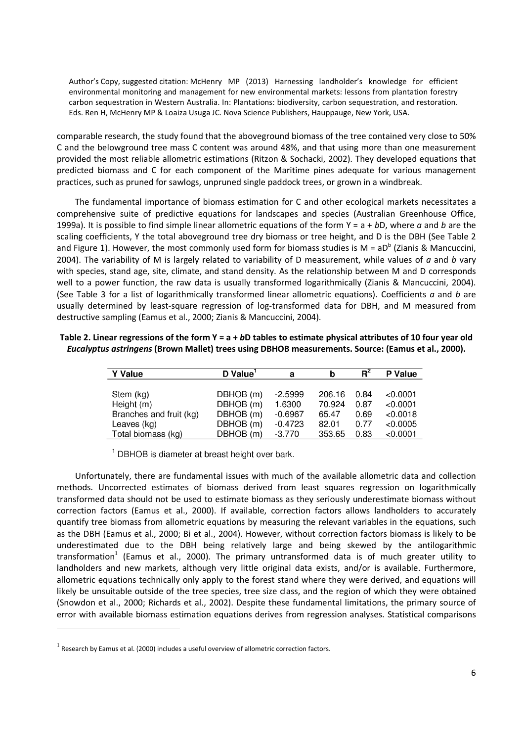Author's Copy, suggested citation: McHenry MP (2013) Harnessing landholder's knowledge for efficient environmental monitoring and management for new environmental markets: lessons from plantation forestry carbon sequestration in Western Australia. In: Plantations: biodiversity, carbon sequestration, and restoration. Eds. Ren H, McHenry MP & Loaiza Usuga JC. Nova Science Publishers, Hauppauge, New York, USA.

comparable research, the study found that the aboveground biomass of the tree contained very close to 50% C and the belowground tree mass C content was around 48%, and that using more than one measurement provided the most reliable allometric estimations (Ritzon & Sochacki, 2002). They developed equations that predicted biomass and C for each component of the Maritime pines adequate for various management practices, such as pruned for sawlogs, unpruned single paddock trees, or grown in a windbreak.

The fundamental importance of biomass estimation for C and other ecological markets necessitates a comprehensive suite of predictive equations for landscapes and species (Australian Greenhouse Office, 1999a). It is possible to find simple linear allometric equations of the form $Y = a + bD$, where *a* and *b* are the scaling coefficients, Y the total aboveground tree dry biomass or tree height, and D is the DBH (See Table 2 and Figure 1). However, the most commonly used form for biomass studies is $M = aD^b$ (Zianis & Mancuccini, 2004). The variability of M is largely related to variability of D measurement, while values of *a* and *b* vary with species, stand age, site, climate, and stand density. As the relationship between M and D corresponds well to a power function, the raw data is usually transformed logarithmically (Zianis & Mancuccini, 2004). (See Table 3 for a list of logarithmically transformed linear allometric equations). Coefficients *a* and *b* are usually determined by least-square regression of log-transformed data for DBH, and M measured from destructive sampling (Eamus et al., 2000; Zianis & Mancuccini, 2004).

**Table 2. Linear regressions of the form $Y = a + bD$ tables to estimate physical attributes of 10 four year old *Eucalyptus astringens* (Brown Mallet) trees using DBHOB measurements. Source: (Eamus et al., 2000).**

| Y Value | D Value[1] | a | b | $R^2$ | P Value |
|---|---|---|---|---|---|
| Stem (kg) | DBHOB (m) | -2.5999 | 206.16 | 0.84 | <0.0001 |
| Height (m) | DBHOB (m) | 1.6300 | 70.924 | 0.87 | <0.0001 |
| Branches and fruit (kg) | DBHOB (m) | -0.6967 | 65.47 | 0.69 | <0.0018 |
| Leaves (kg) | DBHOB (m) | -0.4723 | 82.01 | 0.77 | <0.0005 |
| Total biomass (kg) | DBHOB (m) | -3.770 | 353.65 | 0.83 | <0.0001 |

[1] DBHOB is diameter at breast height over bark.

Unfortunately, there are fundamental issues with much of the available allometric data and collection methods. Uncorrected estimates of biomass derived from least squares regression on logarithmically transformed data should not be used to estimate biomass as they seriously underestimate biomass without correction factors (Eamus et al., 2000). If available, correction factors allows landholders to accurately quantify tree biomass from allometric equations by measuring the relevant variables in the equations, such as the DBH (Eamus et al., 2000; Bi et al., 2004). However, without correction factors biomass is likely to be underestimated due to the DBH being relatively large and being skewed by the antilogarithmic transformation[1] (Eamus et al., 2000). The primary untransformed data is of much greater utility to landholders and new markets, although very little original data exists, and/or is available. Furthermore, allometric equations technically only apply to the forest stand where they were derived, and equations will likely be unsuitable outside of the tree species, tree size class, and the region of which they were obtained (Snowdon et al., 2000; Richards et al., 2002). Despite these fundamental limitations, the primary source of error with available biomass estimation equations derives from regression analyses. Statistical comparisons

[1] Research by Eamus et al. (2000) includes a useful overview of allometric correction factors.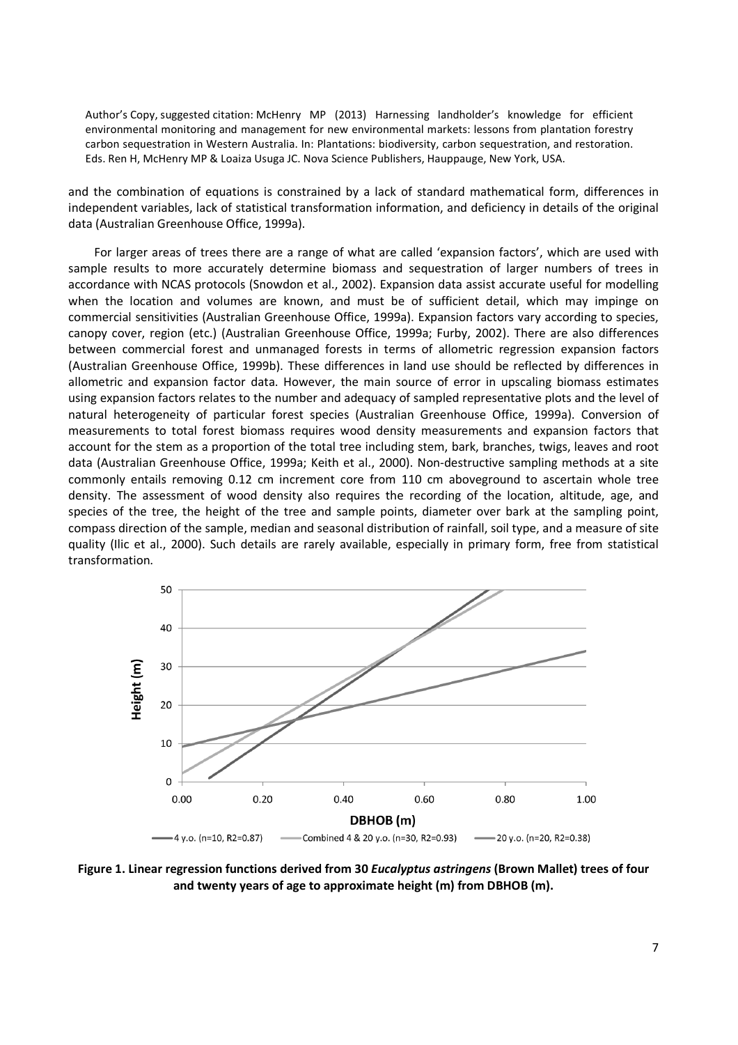and the combination of equations is constrained by a lack of standard mathematical form, differences in independent variables, lack of statistical transformation information, and deficiency in details of the original data (Australian Greenhouse Office, 1999a).

For larger areas of trees there are a range of what are called 'expansion factors', which are used with sample results to more accurately determine biomass and sequestration of larger numbers of trees in accordance with NCAS protocols (Snowdon et al., 2002). Expansion data assist accurate useful for modelling when the location and volumes are known, and must be of sufficient detail, which may impinge on commercial sensitivities (Australian Greenhouse Office, 1999a). Expansion factors vary according to species, canopy cover, region (etc.) (Australian Greenhouse Office, 1999a; Furby, 2002). There are also differences between commercial forest and unmanaged forests in terms of allometric regression expansion factors (Australian Greenhouse Office, 1999b). These differences in land use should be reflected by differences in allometric and expansion factor data. However, the main source of error in upscaling biomass estimates using expansion factors relates to the number and adequacy of sampled representative plots and the level of natural heterogeneity of particular forest species (Australian Greenhouse Office, 1999a). Conversion of measurements to total forest biomass requires wood density measurements and expansion factors that account for the stem as a proportion of the total tree including stem, bark, branches, twigs, leaves and root data (Australian Greenhouse Office, 1999a; Keith et al., 2000). Non-destructive sampling methods at a site commonly entails removing 0.12 cm increment core from 110 cm aboveground to ascertain whole tree density. The assessment of wood density also requires the recording of the location, altitude, age, and species of the tree, the height of the tree and sample points, diameter over bark at the sampling point, compass direction of the sample, median and seasonal distribution of rainfall, soil type, and a measure of site quality (Ilic et al., 2000). Such details are rarely available, especially in primary form, free from statistical transformation.

**Figure 1. Linear regression functions derived from 30 *Eucalyptus astringens* (Brown Mallet) trees of four and twenty years of age to approximate height (m) from DBHOB (m).**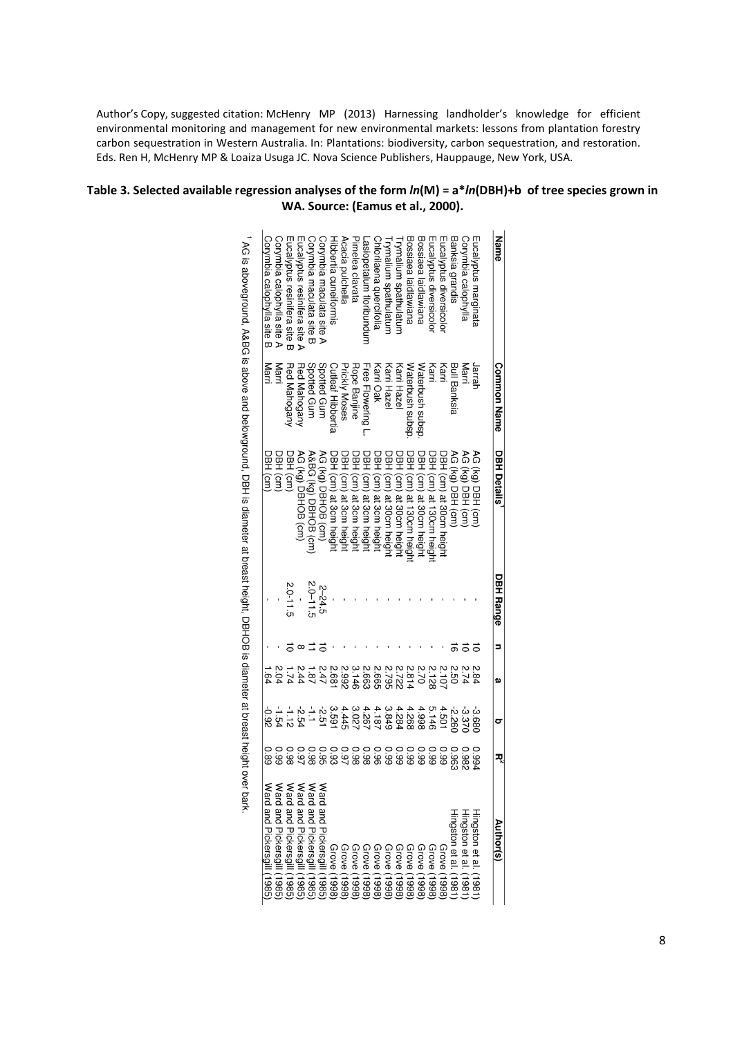Author's Copy, suggested citation: McHenry MP (2013) Harnessing landholder's knowledge for efficient environmental monitoring and management for new environmental markets: lessons from plantation forestry carbon sequestration in Western Australia. In: Plantations: biodiversity, carbon sequestration, and restoration. Eds. Ren H, McHenry MP & Loaiza Usuga JC. Nova Science Publishers, Hauppauge, New York, USA.

**Table 3. Selected available regression analyses of the form *ln*(M) = a\**ln*(DBH)+b of tree species grown in WA. Source: (Eamus et al., 2000).**

| Name | Common Name | DBH Details[1] | DBH Range | n | a | b | $R^2$ | Author(s) |
|---|---|---|---|---|---|---|---|---|
| Eucalyptus marginata | Jarrah | AG (kg) DBH (cm) | - | 10 | 2.84 | -3.680 | 0.994 | Hingston et al. (1981) |
| Corymbia calophylla | Marri | AG (kg) DBH (cm) | - | 10 | 2.74 | -3.370 | 0.982 | Hingston et al. (1981) |
| Banksia grandis | Bull Banksia | AG (kg) DBH (cm) | - | 16 | 2.50 | -2.260 | 0.963 | Hingston et al. (1981) |
| Eucalyptus diversicolor | Karri | DBH (cm) at 30cm height | - | - | 2.107 | 4.501 | 0.99 | Grove (1998) |
| Eucalyptus diversicolor | Karri | DBH (cm) at 130cm height | - | - | 2.128 | 5.146 | 0.99 | Grove (1998) |
| Bossiaea laidlawiana | Waterbush subsp. | DBH (cm) at 30cm height | - | - | 2.70 | 4.998 | 0.99 | Grove (1998) |
| Bossiaea laidlawiana | Waterbush subsp. | DBH (cm) at 130cm height | - | - | 2.814 | 4.268 | 0.99 | Grove (1998) |
| Trymalium spathulatum | Karri Hazel | DBH (cm) at 30cm height | - | - | 2.722 | 4.284 | 0.99 | Grove (1998) |
| Trymalium spathulatum | Karri Hazel | DBH (cm) at 30cm height | - | - | 2.795 | 3.849 | 0.99 | Grove (1998) |
| Chorilaena quercifolia | Karri Oak | DBH (cm) at 3cm height | - | - | 2.665 | 4.187 | 0.96 | Grove (1998) |
| Lasiopetalum floribundum | Free Flowering L. | DBH (cm) at 3cm height | - | - | 2.663 | 4.267 | 0.98 | Grove (1998) |
| Pimelea clavata | Rope Banjine | DBH (cm) at 3cm height | - | - | 3.146 | 3.027 | 0.98 | Grove (1998) |
| Acacia pulchella | Prickly Moses | DBH (cm) at 3cm height | - | - | 2.992 | 4.445 | 0.97 | Grove (1998) |
| Hibbertia cuneiformis | Cutleaf Hibbertia | DBH (cm) at 3cm height | - | - | 2.681 | 3.591 | 0.93 | Grove (1998) |
| Corymbia maculata site A | Spotted Gum | AG (kg) DBHOB (cm) | 2–24.5 | 10 | 2.47 | -2.51 | 0.95 | Ward and Pickersgill (1985) |
| Corymbia maculata site B | Spotted Gum | A&BG (kg) DBHOB (cm) | 2.0–11.5 | 11 | 1.87 | -1.1 | 0.98 | Ward and Pickersgill (1985) |
| Eucalyptus resinifera site A | Red Mahogany | AG (kg) DBHOB (cm) | - | 8 | 2.44 | -2.54 | 0.97 | Ward and Pickersgill (1985) |
| Eucalyptus resinifera site B | Red Mahogany | DBH (cm) | 2.0-11.5 | 10 | 1.74 | -1.12 | 0.98 | Ward and Pickersgill (1985) |
| Corymbia calophylla site A | Marri | DBH (cm) | - | - | 2.04 | -1.54 | 0.99 | Ward and Pickersgill (1985) |
| Corymbia calophylla site B | Marri | DBH (cm) | - | - | 1.64 | -0.92 | 0.89 | Ward and Pickersgill (1985) |

[1] AG is aboveground, A&BG is above and belowground, DBH is diameter at breast height, DBHOB is diameter at breast height over bark.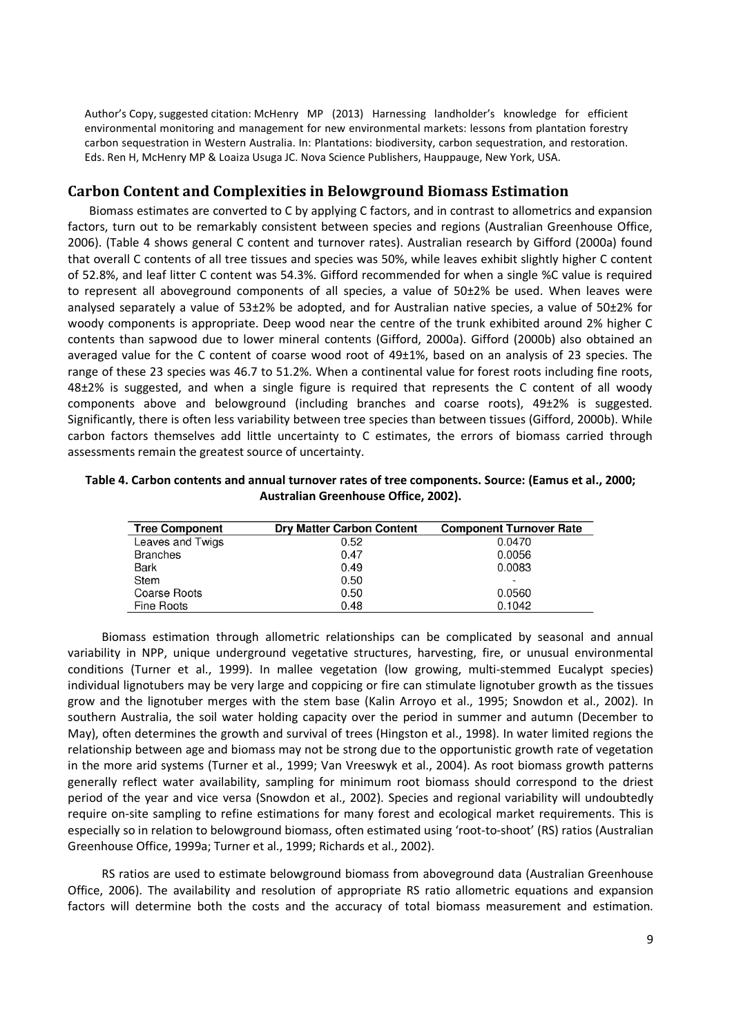Author's Copy, suggested citation: McHenry MP (2013) Harnessing landholder's knowledge for efficient environmental monitoring and management for new environmental markets: lessons from plantation forestry carbon sequestration in Western Australia. In: Plantations: biodiversity, carbon sequestration, and restoration. Eds. Ren H, McHenry MP & Loaiza Usuga JC. Nova Science Publishers, Hauppauge, New York, USA.

## Carbon Content and Complexities in Belowground Biomass Estimation

Biomass estimates are converted to C by applying C factors, and in contrast to allometrics and expansion factors, turn out to be remarkably consistent between species and regions (Australian Greenhouse Office, 2006). (Table 4 shows general C content and turnover rates). Australian research by Gifford (2000a) found that overall C contents of all tree tissues and species was 50%, while leaves exhibit slightly higher C content of 52.8%, and leaf litter C content was 54.3%. Gifford recommended for when a single %C value is required to represent all aboveground components of all species, a value of 50±2% be used. When leaves were analysed separately a value of 53±2% be adopted, and for Australian native species, a value of 50±2% for woody components is appropriate. Deep wood near the centre of the trunk exhibited around 2% higher C contents than sapwood due to lower mineral contents (Gifford, 2000a). Gifford (2000b) also obtained an averaged value for the C content of coarse wood root of 49±1%, based on an analysis of 23 species. The range of these 23 species was 46.7 to 51.2%. When a continental value for forest roots including fine roots, 48±2% is suggested, and when a single figure is required that represents the C content of all woody components above and belowground (including branches and coarse roots), 49±2% is suggested. Significantly, there is often less variability between tree species than between tissues (Gifford, 2000b). While carbon factors themselves add little uncertainty to C estimates, the errors of biomass carried through assessments remain the greatest source of uncertainty.

**Table 4. Carbon contents and annual turnover rates of tree components. Source: (Eamus et al., 2000; Australian Greenhouse Office, 2002).**

| Tree Component | Dry Matter Carbon Content | Component Turnover Rate |
|---|---|---|
| Leaves and Twigs | 0.52 | 0.0470 |
| Branches | 0.47 | 0.0056 |
| Bark | 0.49 | 0.0083 |
| Stem | 0.50 | - |
| Coarse Roots | 0.50 | 0.0560 |
| Fine Roots | 0.48 | 0.1042 |

Biomass estimation through allometric relationships can be complicated by seasonal and annual variability in NPP, unique underground vegetative structures, harvesting, fire, or unusual environmental conditions (Turner et al., 1999). In mallee vegetation (low growing, multi-stemmed Eucalypt species) individual lignotubers may be very large and coppicing or fire can stimulate lignotuber growth as the tissues grow and the lignotuber merges with the stem base (Kalin Arroyo et al., 1995; Snowdon et al., 2002). In southern Australia, the soil water holding capacity over the period in summer and autumn (December to May), often determines the growth and survival of trees (Hingston et al., 1998). In water limited regions the relationship between age and biomass may not be strong due to the opportunistic growth rate of vegetation in the more arid systems (Turner et al., 1999; Van Vreeswyk et al., 2004). As root biomass growth patterns generally reflect water availability, sampling for minimum root biomass should correspond to the driest period of the year and vice versa (Snowdon et al., 2002). Species and regional variability will undoubtedly require on-site sampling to refine estimations for many forest and ecological market requirements. This is especially so in relation to belowground biomass, often estimated using 'root-to-shoot' (RS) ratios (Australian Greenhouse Office, 1999a; Turner et al., 1999; Richards et al., 2002).

RS ratios are used to estimate belowground biomass from aboveground data (Australian Greenhouse Office, 2006). The availability and resolution of appropriate RS ratio allometric equations and expansion factors will determine both the costs and the accuracy of total biomass measurement and estimation.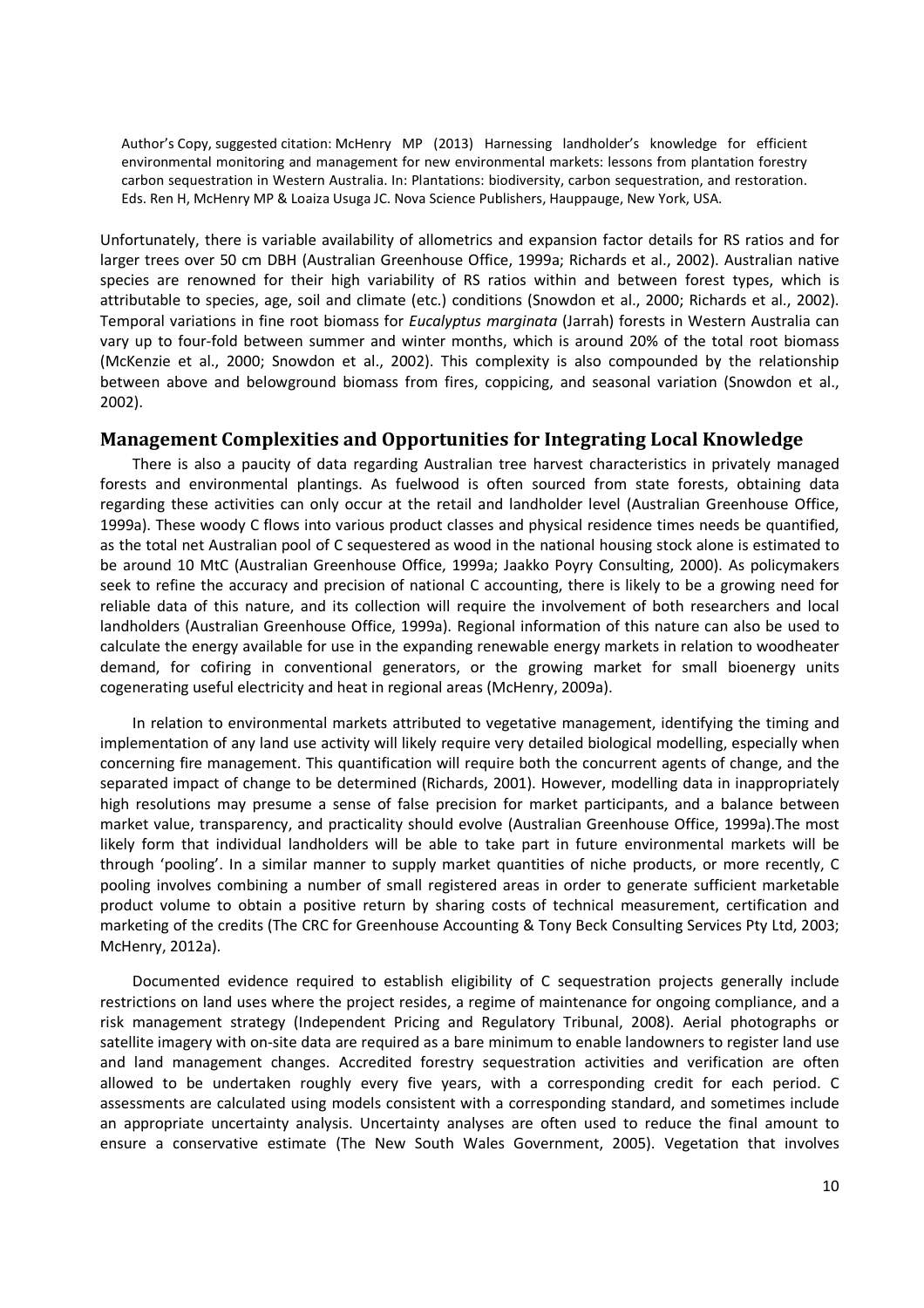Author's Copy, suggested citation: McHenry MP (2013) Harnessing landholder's knowledge for efficient environmental monitoring and management for new environmental markets: lessons from plantation forestry carbon sequestration in Western Australia. In: Plantations: biodiversity, carbon sequestration, and restoration. Eds. Ren H, McHenry MP & Loaiza Usuga JC. Nova Science Publishers, Hauppauge, New York, USA.

Unfortunately, there is variable availability of allometrics and expansion factor details for RS ratios and for larger trees over 50 cm DBH (Australian Greenhouse Office, 1999a; Richards et al., 2002). Australian native species are renowned for their high variability of RS ratios within and between forest types, which is attributable to species, age, soil and climate (etc.) conditions (Snowdon et al., 2000; Richards et al., 2002). Temporal variations in fine root biomass for *Eucalyptus marginata* (Jarrah) forests in Western Australia can vary up to four-fold between summer and winter months, which is around 20% of the total root biomass (McKenzie et al., 2000; Snowdon et al., 2002). This complexity is also compounded by the relationship between above and belowground biomass from fires, coppicing, and seasonal variation (Snowdon et al., 2002).

## Management Complexities and Opportunities for Integrating Local Knowledge

There is also a paucity of data regarding Australian tree harvest characteristics in privately managed forests and environmental plantings. As fuelwood is often sourced from state forests, obtaining data regarding these activities can only occur at the retail and landholder level (Australian Greenhouse Office, 1999a). These woody C flows into various product classes and physical residence times needs be quantified, as the total net Australian pool of C sequestered as wood in the national housing stock alone is estimated to be around 10 MtC (Australian Greenhouse Office, 1999a; Jaakko Poyry Consulting, 2000). As policymakers seek to refine the accuracy and precision of national C accounting, there is likely to be a growing need for reliable data of this nature, and its collection will require the involvement of both researchers and local landholders (Australian Greenhouse Office, 1999a). Regional information of this nature can also be used to calculate the energy available for use in the expanding renewable energy markets in relation to woodheater demand, for cofiring in conventional generators, or the growing market for small bioenergy units cogenerating useful electricity and heat in regional areas (McHenry, 2009a).

In relation to environmental markets attributed to vegetative management, identifying the timing and implementation of any land use activity will likely require very detailed biological modelling, especially when concerning fire management. This quantification will require both the concurrent agents of change, and the separated impact of change to be determined (Richards, 2001). However, modelling data in inappropriately high resolutions may presume a sense of false precision for market participants, and a balance between market value, transparency, and practicality should evolve (Australian Greenhouse Office, 1999a).The most likely form that individual landholders will be able to take part in future environmental markets will be through 'pooling'. In a similar manner to supply market quantities of niche products, or more recently, C pooling involves combining a number of small registered areas in order to generate sufficient marketable product volume to obtain a positive return by sharing costs of technical measurement, certification and marketing of the credits (The CRC for Greenhouse Accounting & Tony Beck Consulting Services Pty Ltd, 2003; McHenry, 2012a).

Documented evidence required to establish eligibility of C sequestration projects generally include restrictions on land uses where the project resides, a regime of maintenance for ongoing compliance, and a risk management strategy (Independent Pricing and Regulatory Tribunal, 2008). Aerial photographs or satellite imagery with on-site data are required as a bare minimum to enable landowners to register land use and land management changes. Accredited forestry sequestration activities and verification are often allowed to be undertaken roughly every five years, with a corresponding credit for each period. C assessments are calculated using models consistent with a corresponding standard, and sometimes include an appropriate uncertainty analysis. Uncertainty analyses are often used to reduce the final amount to ensure a conservative estimate (The New South Wales Government, 2005). Vegetation that involves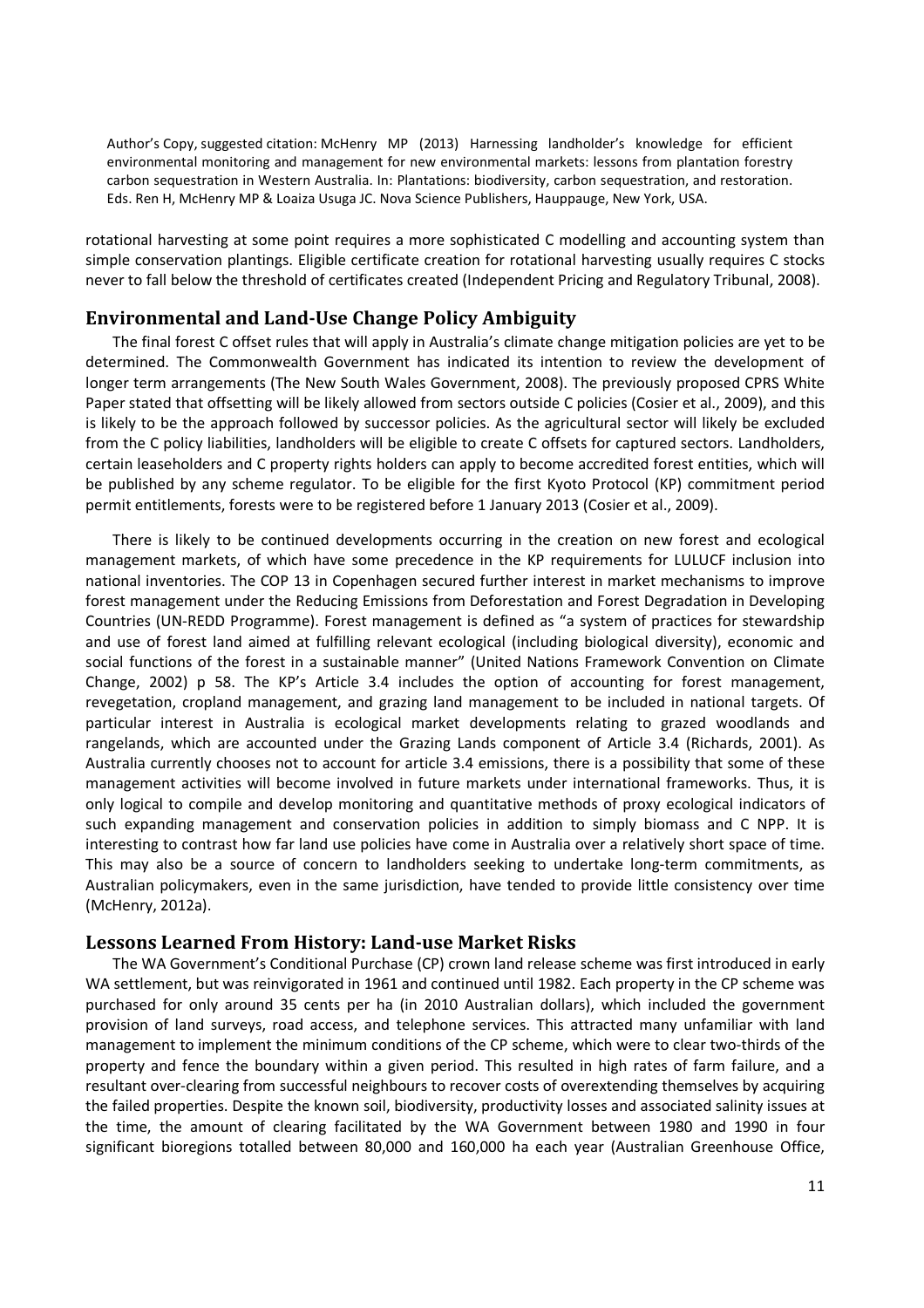rotational harvesting at some point requires a more sophisticated C modelling and accounting system than simple conservation plantings. Eligible certificate creation for rotational harvesting usually requires C stocks never to fall below the threshold of certificates created (Independent Pricing and Regulatory Tribunal, 2008).

## Environmental and Land-Use Change Policy Ambiguity

The final forest C offset rules that will apply in Australia's climate change mitigation policies are yet to be determined. The Commonwealth Government has indicated its intention to review the development of longer term arrangements (The New South Wales Government, 2008). The previously proposed CPRS White Paper stated that offsetting will be likely allowed from sectors outside C policies (Cosier et al., 2009), and this is likely to be the approach followed by successor policies. As the agricultural sector will likely be excluded from the C policy liabilities, landholders will be eligible to create C offsets for captured sectors. Landholders, certain leaseholders and C property rights holders can apply to become accredited forest entities, which will be published by any scheme regulator. To be eligible for the first Kyoto Protocol (KP) commitment period permit entitlements, forests were to be registered before 1 January 2013 (Cosier et al., 2009).

There is likely to be continued developments occurring in the creation on new forest and ecological management markets, of which have some precedence in the KP requirements for LULUCF inclusion into national inventories. The COP 13 in Copenhagen secured further interest in market mechanisms to improve forest management under the Reducing Emissions from Deforestation and Forest Degradation in Developing Countries (UN-REDD Programme). Forest management is defined as "a system of practices for stewardship and use of forest land aimed at fulfilling relevant ecological (including biological diversity), economic and social functions of the forest in a sustainable manner" (United Nations Framework Convention on Climate Change, 2002) p 58. The KP's Article 3.4 includes the option of accounting for forest management, revegetation, cropland management, and grazing land management to be included in national targets. Of particular interest in Australia is ecological market developments relating to grazed woodlands and rangelands, which are accounted under the Grazing Lands component of Article 3.4 (Richards, 2001). As Australia currently chooses not to account for article 3.4 emissions, there is a possibility that some of these management activities will become involved in future markets under international frameworks. Thus, it is only logical to compile and develop monitoring and quantitative methods of proxy ecological indicators of such expanding management and conservation policies in addition to simply biomass and C NPP. It is interesting to contrast how far land use policies have come in Australia over a relatively short space of time. This may also be a source of concern to landholders seeking to undertake long-term commitments, as Australian policymakers, even in the same jurisdiction, have tended to provide little consistency over time (McHenry, 2012a).

## Lessons Learned From History: Land-use Market Risks

The WA Government's Conditional Purchase (CP) crown land release scheme was first introduced in early WA settlement, but was reinvigorated in 1961 and continued until 1982. Each property in the CP scheme was purchased for only around 35 cents per ha (in 2010 Australian dollars), which included the government provision of land surveys, road access, and telephone services. This attracted many unfamiliar with land management to implement the minimum conditions of the CP scheme, which were to clear two-thirds of the property and fence the boundary within a given period. This resulted in high rates of farm failure, and a resultant over-clearing from successful neighbours to recover costs of overextending themselves by acquiring the failed properties. Despite the known soil, biodiversity, productivity losses and associated salinity issues at the time, the amount of clearing facilitated by the WA Government between 1980 and 1990 in four significant bioregions totalled between 80,000 and 160,000 ha each year (Australian Greenhouse Office,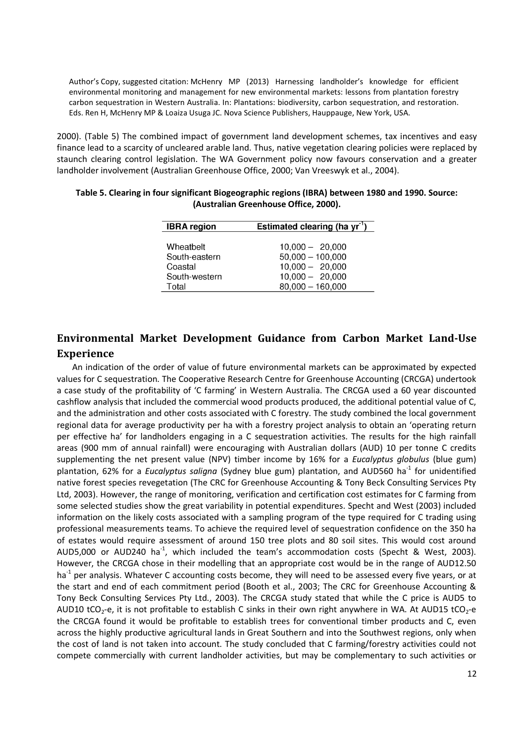2000). (Table 5) The combined impact of government land development schemes, tax incentives and easy finance lead to a scarcity of uncleared arable land. Thus, native vegetation clearing policies were replaced by staunch clearing control legislation. The WA Government policy now favours conservation and a greater landholder involvement (Australian Greenhouse Office, 2000; Van Vreeswyk et al., 2004).

**Table 5. Clearing in four significant Biogeographic regions (IBRA) between 1980 and 1990. Source: (Australian Greenhouse Office, 2000).**

| IBRA region | Estimated clearing (ha $yr^{-1}$) |
|---|---|
| Wheatbelt | 10,000 – 20,000 |
| South-eastern | 50,000 – 100,000 |
| Coastal | 10,000 – 20,000 |
| South-western | 10,000 – 20,000 |
| Total | 80,000 – 160,000 |

## Environmental Market Development Guidance from Carbon Market Land-Use Experience

An indication of the order of value of future environmental markets can be approximated by expected values for C sequestration. The Cooperative Research Centre for Greenhouse Accounting (CRCGA) undertook a case study of the profitability of 'C farming' in Western Australia. The CRCGA used a 60 year discounted cashflow analysis that included the commercial wood products produced, the additional potential value of C, and the administration and other costs associated with C forestry. The study combined the local government regional data for average productivity per ha with a forestry project analysis to obtain an 'operating return per effective ha' for landholders engaging in a C sequestration activities. The results for the high rainfall areas (900 mm of annual rainfall) were encouraging with Australian dollars (AUD) 10 per tonne C credits supplementing the net present value (NPV) timber income by 16% for a *Eucalyptus globulus* (blue gum) plantation, 62% for a *Eucalyptus saligna* (Sydney blue gum) plantation, and AUD560 $ha^{-1}$ for unidentified native forest species revegetation (The CRC for Greenhouse Accounting & Tony Beck Consulting Services Pty Ltd, 2003). However, the range of monitoring, verification and certification cost estimates for C farming from some selected studies show the great variability in potential expenditures. Specht and West (2003) included information on the likely costs associated with a sampling program of the type required for C trading using professional measurements teams. To achieve the required level of sequestration confidence on the 350 ha of estates would require assessment of around 150 tree plots and 80 soil sites. This would cost around AUD5,000 or AUD240 $ha^{-1}$, which included the team's accommodation costs (Specht & West, 2003). However, the CRCGA chose in their modelling that an appropriate cost would be in the range of AUD12.50 $ha^{-1}$ per analysis. Whatever C accounting costs become, they will need to be assessed every five years, or at the start and end of each commitment period (Booth et al., 2003; The CRC for Greenhouse Accounting & Tony Beck Consulting Services Pty Ltd., 2003). The CRCGA study stated that while the C price is AUD5 to AUD10 $tCO_2$-e, it is not profitable to establish C sinks in their own right anywhere in WA. At AUD15 $tCO_2$-e the CRCGA found it would be profitable to establish trees for conventional timber products and C, even across the highly productive agricultural lands in Great Southern and into the Southwest regions, only when the cost of land is not taken into account. The study concluded that C farming/forestry activities could not compete commercially with current landholder activities, but may be complementary to such activities or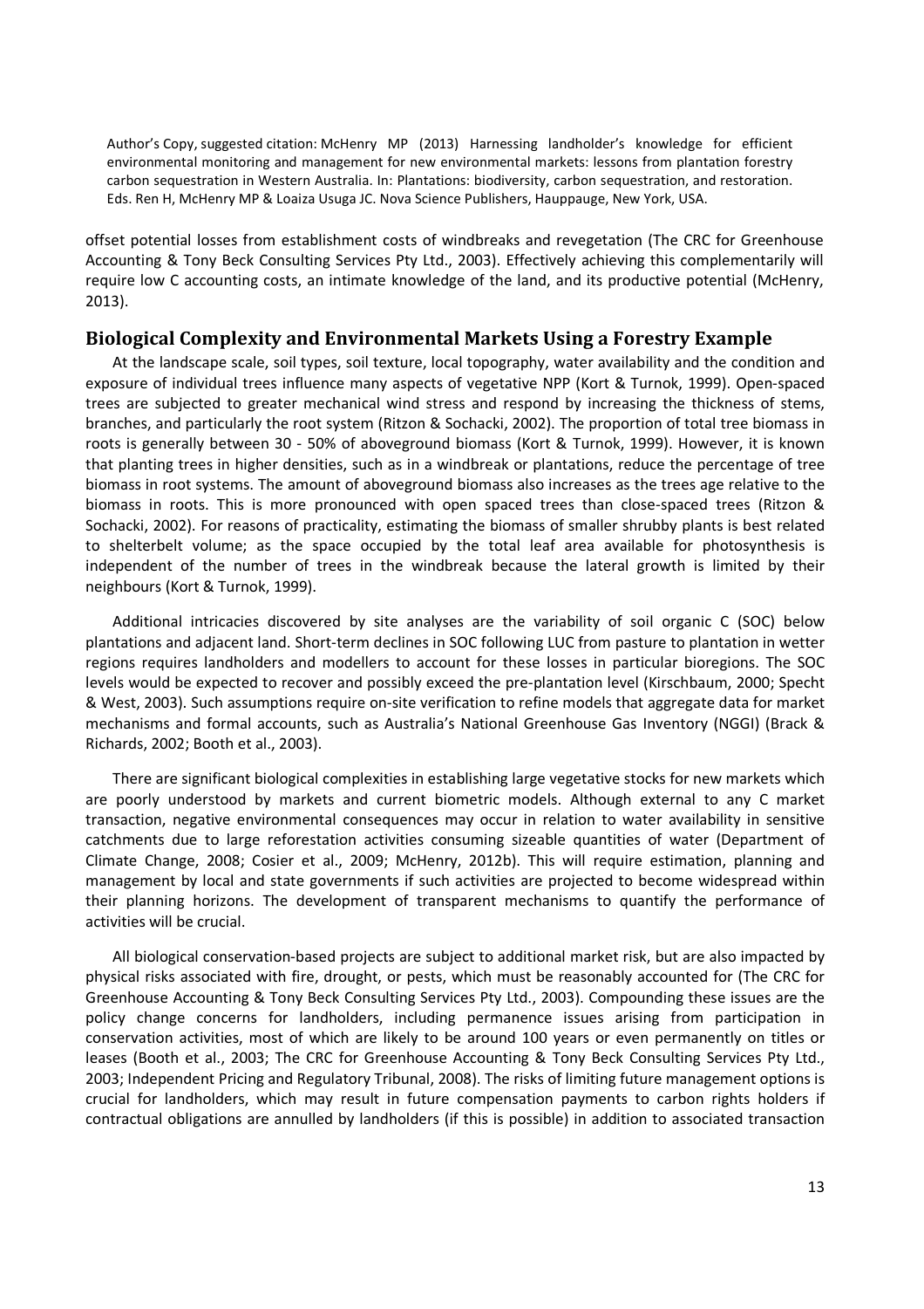offset potential losses from establishment costs of windbreaks and revegetation (The CRC for Greenhouse Accounting & Tony Beck Consulting Services Pty Ltd., 2003). Effectively achieving this complementarily will require low C accounting costs, an intimate knowledge of the land, and its productive potential (McHenry, 2013).

## Biological Complexity and Environmental Markets Using a Forestry Example

At the landscape scale, soil types, soil texture, local topography, water availability and the condition and exposure of individual trees influence many aspects of vegetative NPP (Kort & Turnok, 1999). Open-spaced trees are subjected to greater mechanical wind stress and respond by increasing the thickness of stems, branches, and particularly the root system (Ritzon & Sochacki, 2002). The proportion of total tree biomass in roots is generally between 30 - 50% of aboveground biomass (Kort & Turnok, 1999). However, it is known that planting trees in higher densities, such as in a windbreak or plantations, reduce the percentage of tree biomass in root systems. The amount of aboveground biomass also increases as the trees age relative to the biomass in roots. This is more pronounced with open spaced trees than close-spaced trees (Ritzon & Sochacki, 2002). For reasons of practicality, estimating the biomass of smaller shrubby plants is best related to shelterbelt volume; as the space occupied by the total leaf area available for photosynthesis is independent of the number of trees in the windbreak because the lateral growth is limited by their neighbours (Kort & Turnok, 1999).

Additional intricacies discovered by site analyses are the variability of soil organic C (SOC) below plantations and adjacent land. Short-term declines in SOC following LUC from pasture to plantation in wetter regions requires landholders and modellers to account for these losses in particular bioregions. The SOC levels would be expected to recover and possibly exceed the pre-plantation level (Kirschbaum, 2000; Specht & West, 2003). Such assumptions require on-site verification to refine models that aggregate data for market mechanisms and formal accounts, such as Australia's National Greenhouse Gas Inventory (NGGI) (Brack & Richards, 2002; Booth et al., 2003).

There are significant biological complexities in establishing large vegetative stocks for new markets which are poorly understood by markets and current biometric models. Although external to any C market transaction, negative environmental consequences may occur in relation to water availability in sensitive catchments due to large reforestation activities consuming sizeable quantities of water (Department of Climate Change, 2008; Cosier et al., 2009; McHenry, 2012b). This will require estimation, planning and management by local and state governments if such activities are projected to become widespread within their planning horizons. The development of transparent mechanisms to quantify the performance of activities will be crucial.

All biological conservation-based projects are subject to additional market risk, but are also impacted by physical risks associated with fire, drought, or pests, which must be reasonably accounted for (The CRC for Greenhouse Accounting & Tony Beck Consulting Services Pty Ltd., 2003). Compounding these issues are the policy change concerns for landholders, including permanence issues arising from participation in conservation activities, most of which are likely to be around 100 years or even permanently on titles or leases (Booth et al., 2003; The CRC for Greenhouse Accounting & Tony Beck Consulting Services Pty Ltd., 2003; Independent Pricing and Regulatory Tribunal, 2008). The risks of limiting future management options is crucial for landholders, which may result in future compensation payments to carbon rights holders if contractual obligations are annulled by landholders (if this is possible) in addition to associated transaction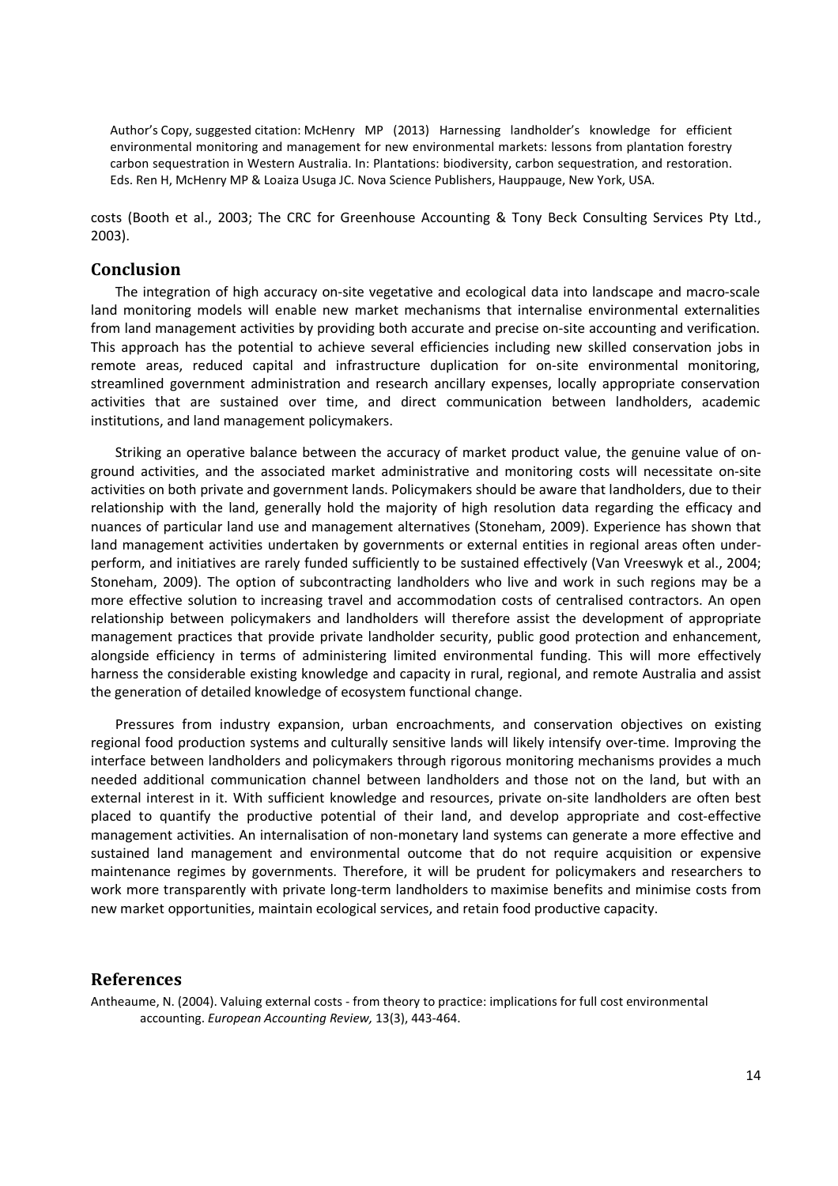costs (Booth et al., 2003; The CRC for Greenhouse Accounting & Tony Beck Consulting Services Pty Ltd., 2003).

## Conclusion

The integration of high accuracy on-site vegetative and ecological data into landscape and macro-scale land monitoring models will enable new market mechanisms that internalise environmental externalities from land management activities by providing both accurate and precise on-site accounting and verification. This approach has the potential to achieve several efficiencies including new skilled conservation jobs in remote areas, reduced capital and infrastructure duplication for on-site environmental monitoring, streamlined government administration and research ancillary expenses, locally appropriate conservation activities that are sustained over time, and direct communication between landholders, academic institutions, and land management policymakers.

Striking an operative balance between the accuracy of market product value, the genuine value of on-ground activities, and the associated market administrative and monitoring costs will necessitate on-site activities on both private and government lands. Policymakers should be aware that landholders, due to their relationship with the land, generally hold the majority of high resolution data regarding the efficacy and nuances of particular land use and management alternatives (Stoneham, 2009). Experience has shown that land management activities undertaken by governments or external entities in regional areas often under-perform, and initiatives are rarely funded sufficiently to be sustained effectively (Van Vreeswyk et al., 2004; Stoneham, 2009). The option of subcontracting landholders who live and work in such regions may be a more effective solution to increasing travel and accommodation costs of centralised contractors. An open relationship between policymakers and landholders will therefore assist the development of appropriate management practices that provide private landholder security, public good protection and enhancement, alongside efficiency in terms of administering limited environmental funding. This will more effectively harness the considerable existing knowledge and capacity in rural, regional, and remote Australia and assist the generation of detailed knowledge of ecosystem functional change.

Pressures from industry expansion, urban encroachments, and conservation objectives on existing regional food production systems and culturally sensitive lands will likely intensify over-time. Improving the interface between landholders and policymakers through rigorous monitoring mechanisms provides a much needed additional communication channel between landholders and those not on the land, but with an external interest in it. With sufficient knowledge and resources, private on-site landholders are often best placed to quantify the productive potential of their land, and develop appropriate and cost-effective management activities. An internalisation of non-monetary land systems can generate a more effective and sustained land management and environmental outcome that do not require acquisition or expensive maintenance regimes by governments. Therefore, it will be prudent for policymakers and researchers to work more transparently with private long-term landholders to maximise benefits and minimise costs from new market opportunities, maintain ecological services, and retain food productive capacity.

## References

Antheaume, N. (2004). Valuing external costs - from theory to practice: implications for full cost environmental accounting. *European Accounting Review,* 13(3), 443-464.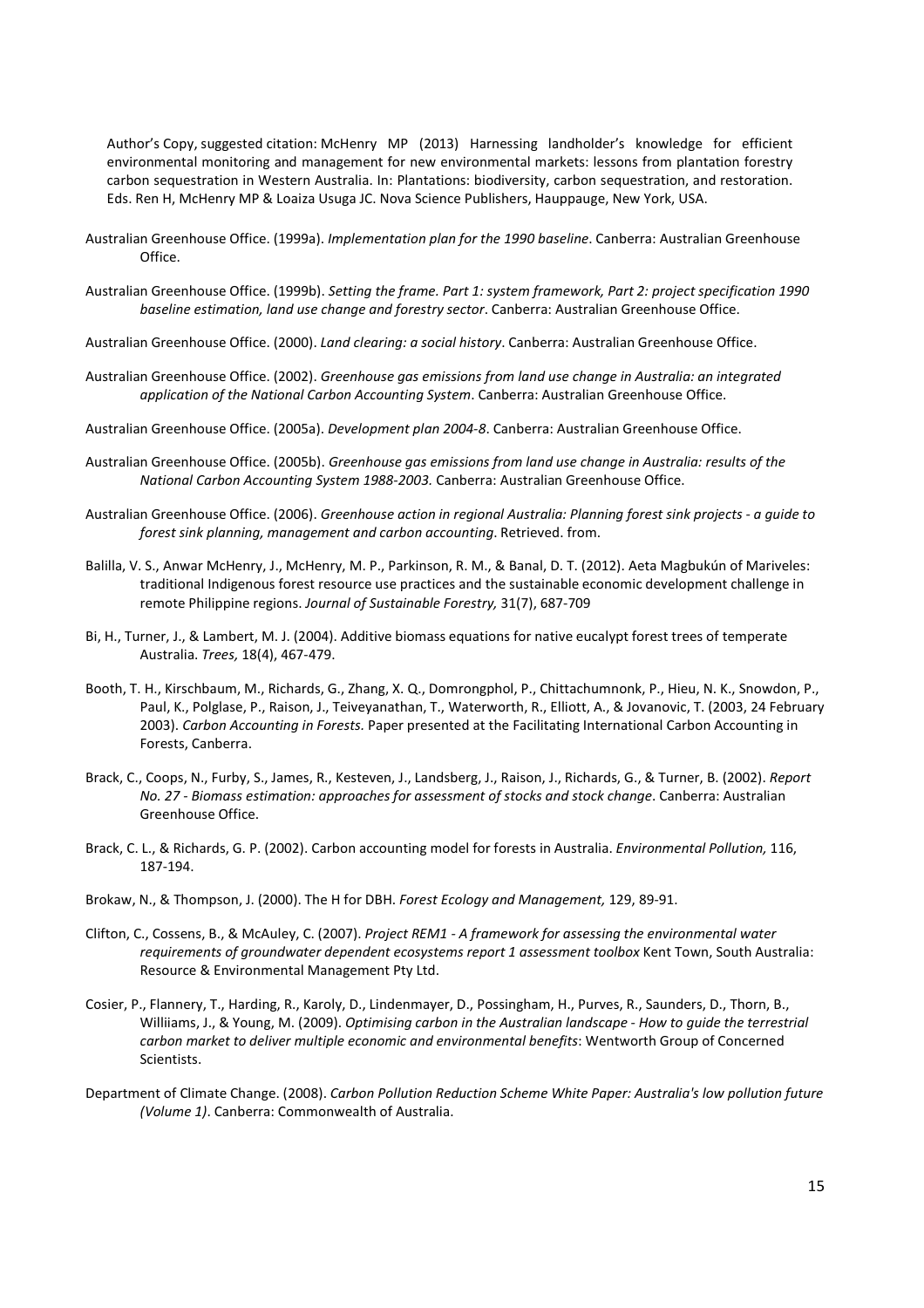Author's Copy, suggested citation: McHenry MP (2013) Harnessing landholder's knowledge for efficient environmental monitoring and management for new environmental markets: lessons from plantation forestry carbon sequestration in Western Australia. In: Plantations: biodiversity, carbon sequestration, and restoration. Eds. Ren H, McHenry MP & Loaiza Usuga JC. Nova Science Publishers, Hauppauge, New York, USA.

Australian Greenhouse Office. (1999a). *Implementation plan for the 1990 baseline*. Canberra: Australian Greenhouse Office.

Australian Greenhouse Office. (1999b). *Setting the frame. Part 1: system framework, Part 2: project specification 1990 baseline estimation, land use change and forestry sector*. Canberra: Australian Greenhouse Office.

Australian Greenhouse Office. (2000). *Land clearing: a social history*. Canberra: Australian Greenhouse Office.

Australian Greenhouse Office. (2002). *Greenhouse gas emissions from land use change in Australia: an integrated application of the National Carbon Accounting System*. Canberra: Australian Greenhouse Office.

Australian Greenhouse Office. (2005a). *Development plan 2004-8*. Canberra: Australian Greenhouse Office.

Australian Greenhouse Office. (2005b). *Greenhouse gas emissions from land use change in Australia: results of the National Carbon Accounting System 1988-2003.* Canberra: Australian Greenhouse Office.

Australian Greenhouse Office. (2006). *Greenhouse action in regional Australia: Planning forest sink projects - a guide to forest sink planning, management and carbon accounting*. Retrieved. from.

Balilla, V. S., Anwar McHenry, J., McHenry, M. P., Parkinson, R. M., & Banal, D. T. (2012). Aeta Magbukún of Mariveles: traditional Indigenous forest resource use practices and the sustainable economic development challenge in remote Philippine regions. *Journal of Sustainable Forestry,* 31(7), 687-709

Bi, H., Turner, J., & Lambert, M. J. (2004). Additive biomass equations for native eucalypt forest trees of temperate Australia. *Trees,* 18(4), 467-479.

Booth, T. H., Kirschbaum, M., Richards, G., Zhang, X. Q., Domrongphol, P., Chittachumnonk, P., Hieu, N. K., Snowdon, P., Paul, K., Polglase, P., Raison, J., Teiveyanathan, T., Waterworth, R., Elliott, A., & Jovanovic, T. (2003, 24 February 2003). *Carbon Accounting in Forests.* Paper presented at the Facilitating International Carbon Accounting in Forests, Canberra.

Brack, C., Coops, N., Furby, S., James, R., Kesteven, J., Landsberg, J., Raison, J., Richards, G., & Turner, B. (2002). *Report No. 27 - Biomass estimation: approaches for assessment of stocks and stock change*. Canberra: Australian Greenhouse Office.

Brack, C. L., & Richards, G. P. (2002). Carbon accounting model for forests in Australia. *Environmental Pollution,* 116, 187-194.

Brokaw, N., & Thompson, J. (2000). The H for DBH. *Forest Ecology and Management,* 129, 89-91.

Clifton, C., Cossens, B., & McAuley, C. (2007). *Project REM1 - A framework for assessing the environmental water requirements of groundwater dependent ecosystems report 1 assessment toolbox* Kent Town, South Australia: Resource & Environmental Management Pty Ltd.

Cosier, P., Flannery, T., Harding, R., Karoly, D., Lindenmayer, D., Possingham, H., Purves, R., Saunders, D., Thorn, B., Williiams, J., & Young, M. (2009). *Optimising carbon in the Australian landscape - How to guide the terrestrial carbon market to deliver multiple economic and environmental benefits*: Wentworth Group of Concerned Scientists.

Department of Climate Change. (2008). *Carbon Pollution Reduction Scheme White Paper: Australia's low pollution future (Volume 1)*. Canberra: Commonwealth of Australia.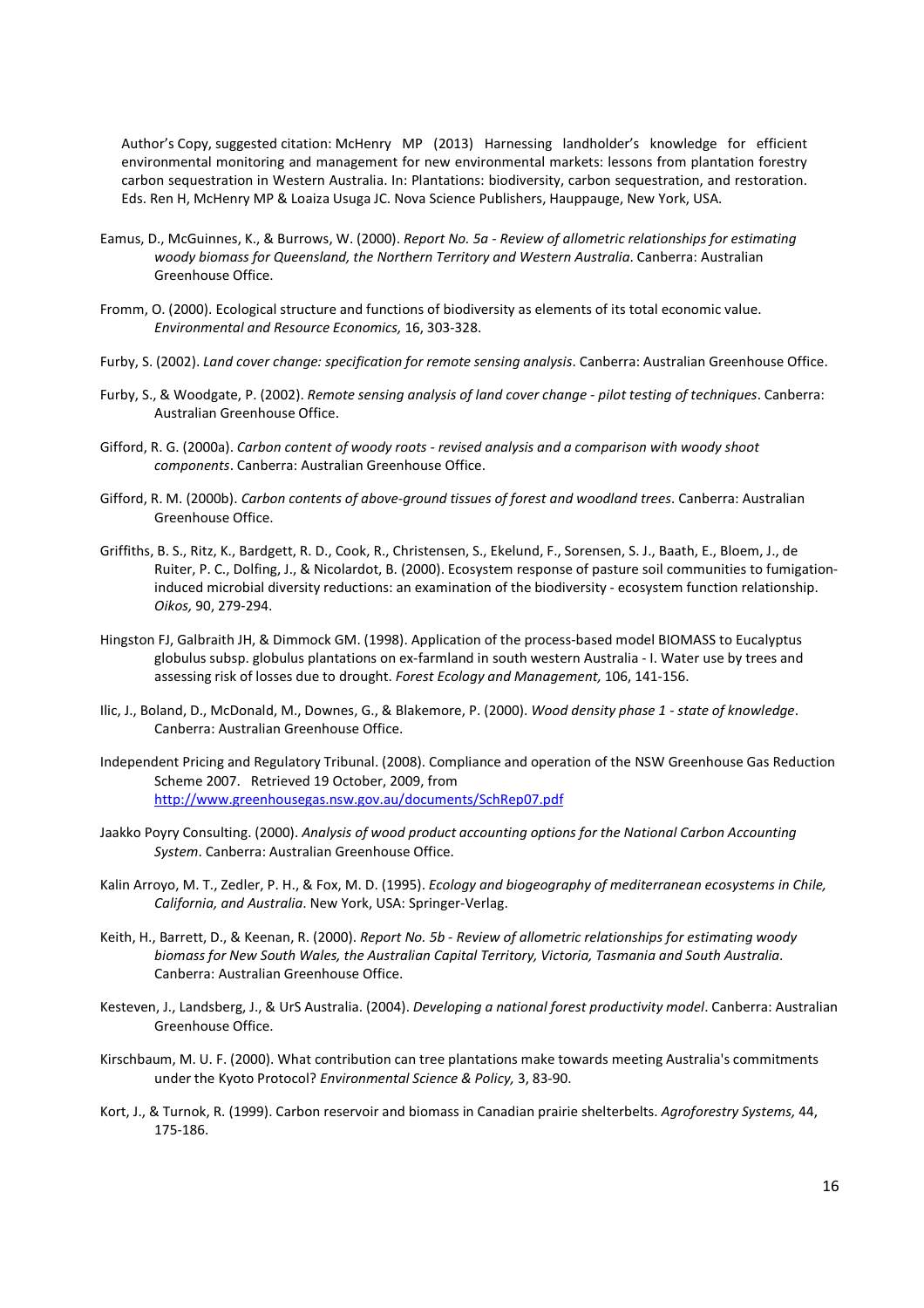Eamus, D., McGuinnes, K., & Burrows, W. (2000). *Report No. 5a - Review of allometric relationships for estimating woody biomass for Queensland, the Northern Territory and Western Australia*. Canberra: Australian Greenhouse Office.

Fromm, O. (2000). Ecological structure and functions of biodiversity as elements of its total economic value. *Environmental and Resource Economics,* 16, 303-328.

Furby, S. (2002). *Land cover change: specification for remote sensing analysis*. Canberra: Australian Greenhouse Office.

Furby, S., & Woodgate, P. (2002). *Remote sensing analysis of land cover change - pilot testing of techniques*. Canberra: Australian Greenhouse Office.

Gifford, R. G. (2000a). *Carbon content of woody roots - revised analysis and a comparison with woody shoot components*. Canberra: Australian Greenhouse Office.

Gifford, R. M. (2000b). *Carbon contents of above-ground tissues of forest and woodland trees*. Canberra: Australian Greenhouse Office.

Griffiths, B. S., Ritz, K., Bardgett, R. D., Cook, R., Christensen, S., Ekelund, F., Sorensen, S. J., Baath, E., Bloem, J., de Ruiter, P. C., Dolfing, J., & Nicolardot, B. (2000). Ecosystem response of pasture soil communities to fumigation-induced microbial diversity reductions: an examination of the biodiversity - ecosystem function relationship. *Oikos,* 90, 279-294.

Hingston FJ, Galbraith JH, & Dimmock GM. (1998). Application of the process-based model BIOMASS to Eucalyptus globulus subsp. globulus plantations on ex-farmland in south western Australia - I. Water use by trees and assessing risk of losses due to drought. *Forest Ecology and Management,* 106, 141-156.

Ilic, J., Boland, D., McDonald, M., Downes, G., & Blakemore, P. (2000). *Wood density phase 1 - state of knowledge*. Canberra: Australian Greenhouse Office.

Independent Pricing and Regulatory Tribunal. (2008). Compliance and operation of the NSW Greenhouse Gas Reduction Scheme 2007. Retrieved 19 October, 2009, from http://www.greenhousegas.nsw.gov.au/documents/SchRep07.pdf

Jaakko Poyry Consulting. (2000). *Analysis of wood product accounting options for the National Carbon Accounting System*. Canberra: Australian Greenhouse Office.

Kalin Arroyo, M. T., Zedler, P. H., & Fox, M. D. (1995). *Ecology and biogeography of mediterranean ecosystems in Chile, California, and Australia*. New York, USA: Springer-Verlag.

Keith, H., Barrett, D., & Keenan, R. (2000). *Report No. 5b - Review of allometric relationships for estimating woody biomass for New South Wales, the Australian Capital Territory, Victoria, Tasmania and South Australia*. Canberra: Australian Greenhouse Office.

Kesteven, J., Landsberg, J., & UrS Australia. (2004). *Developing a national forest productivity model*. Canberra: Australian Greenhouse Office.

Kirschbaum, M. U. F. (2000). What contribution can tree plantations make towards meeting Australia's commitments under the Kyoto Protocol? *Environmental Science & Policy,* 3, 83-90.

Kort, J., & Turnok, R. (1999). Carbon reservoir and biomass in Canadian prairie shelterbelts. *Agroforestry Systems,* 44, 175-186.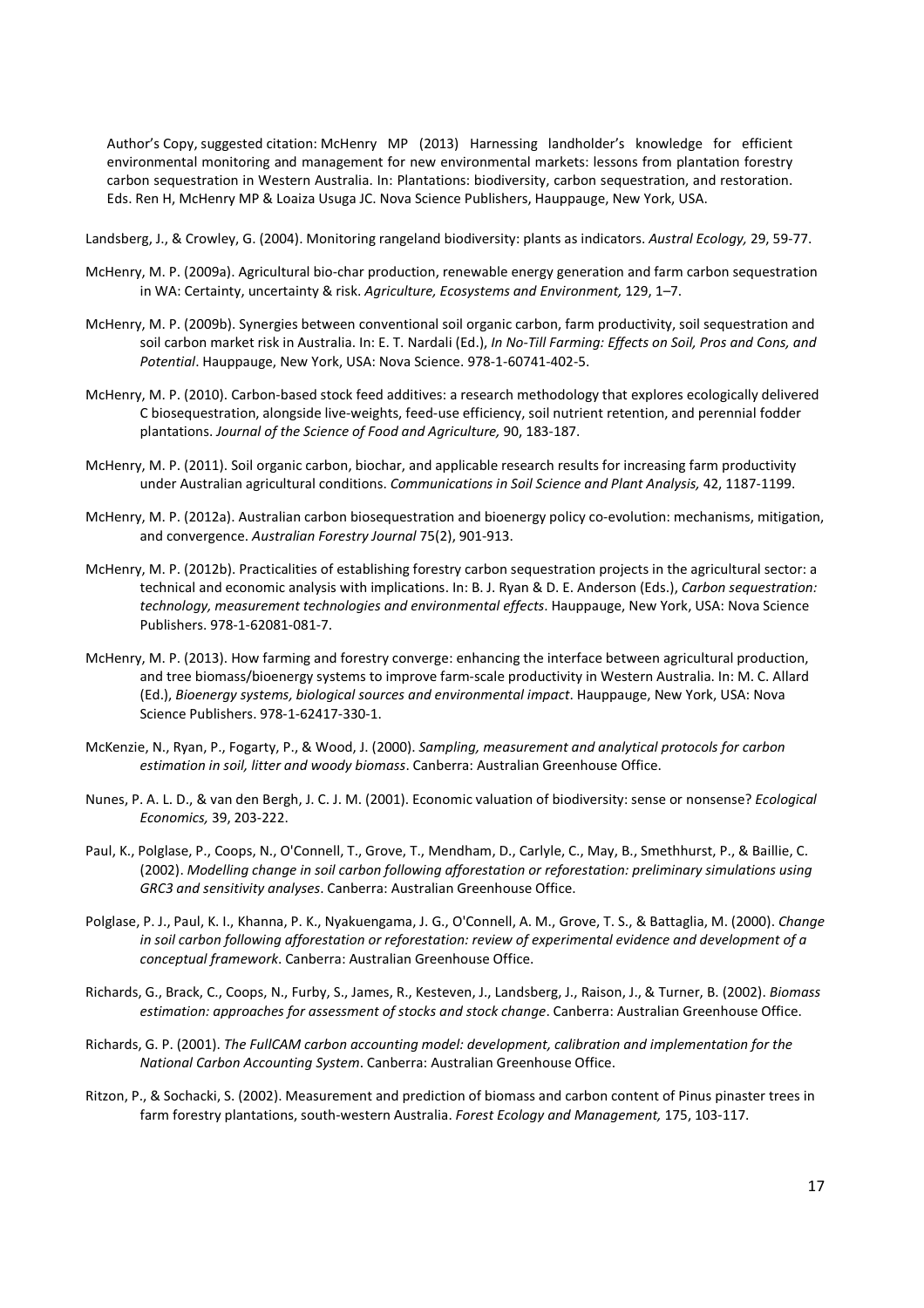Author's Copy, suggested citation: McHenry MP (2013) Harnessing landholder's knowledge for efficient environmental monitoring and management for new environmental markets: lessons from plantation forestry carbon sequestration in Western Australia. In: Plantations: biodiversity, carbon sequestration, and restoration. Eds. Ren H, McHenry MP & Loaiza Usuga JC. Nova Science Publishers, Hauppauge, New York, USA.

Landsberg, J., & Crowley, G. (2004). Monitoring rangeland biodiversity: plants as indicators. *Austral Ecology,* 29, 59-77.

McHenry, M. P. (2009a). Agricultural bio-char production, renewable energy generation and farm carbon sequestration in WA: Certainty, uncertainty & risk. *Agriculture, Ecosystems and Environment,* 129, 1–7.

McHenry, M. P. (2009b). Synergies between conventional soil organic carbon, farm productivity, soil sequestration and soil carbon market risk in Australia. In: E. T. Nardali (Ed.), *In No-Till Farming: Effects on Soil, Pros and Cons, and Potential*. Hauppauge, New York, USA: Nova Science. 978-1-60741-402-5.

McHenry, M. P. (2010). Carbon-based stock feed additives: a research methodology that explores ecologically delivered C biosequestration, alongside live-weights, feed-use efficiency, soil nutrient retention, and perennial fodder plantations. *Journal of the Science of Food and Agriculture,* 90, 183-187.

McHenry, M. P. (2011). Soil organic carbon, biochar, and applicable research results for increasing farm productivity under Australian agricultural conditions. *Communications in Soil Science and Plant Analysis,* 42, 1187-1199.

McHenry, M. P. (2012a). Australian carbon biosequestration and bioenergy policy co-evolution: mechanisms, mitigation, and convergence. *Australian Forestry Journal* 75(2), 901-913.

McHenry, M. P. (2012b). Practicalities of establishing forestry carbon sequestration projects in the agricultural sector: a technical and economic analysis with implications. In: B. J. Ryan & D. E. Anderson (Eds.), *Carbon sequestration: technology, measurement technologies and environmental effects*. Hauppauge, New York, USA: Nova Science Publishers. 978-1-62081-081-7.

McHenry, M. P. (2013). How farming and forestry converge: enhancing the interface between agricultural production, and tree biomass/bioenergy systems to improve farm-scale productivity in Western Australia. In: M. C. Allard (Ed.), *Bioenergy systems, biological sources and environmental impact*. Hauppauge, New York, USA: Nova Science Publishers. 978-1-62417-330-1.

McKenzie, N., Ryan, P., Fogarty, P., & Wood, J. (2000). *Sampling, measurement and analytical protocols for carbon estimation in soil, litter and woody biomass*. Canberra: Australian Greenhouse Office.

Nunes, P. A. L. D., & van den Bergh, J. C. J. M. (2001). Economic valuation of biodiversity: sense or nonsense? *Ecological Economics,* 39, 203-222.

Paul, K., Polglase, P., Coops, N., O'Connell, T., Grove, T., Mendham, D., Carlyle, C., May, B., Smethhurst, P., & Baillie, C. (2002). *Modelling change in soil carbon following afforestation or reforestation: preliminary simulations using GRC3 and sensitivity analyses*. Canberra: Australian Greenhouse Office.

Polglase, P. J., Paul, K. I., Khanna, P. K., Nyakuengama, J. G., O'Connell, A. M., Grove, T. S., & Battaglia, M. (2000). *Change in soil carbon following afforestation or reforestation: review of experimental evidence and development of a conceptual framework*. Canberra: Australian Greenhouse Office.

Richards, G., Brack, C., Coops, N., Furby, S., James, R., Kesteven, J., Landsberg, J., Raison, J., & Turner, B. (2002). *Biomass estimation: approaches for assessment of stocks and stock change*. Canberra: Australian Greenhouse Office.

Richards, G. P. (2001). *The FullCAM carbon accounting model: development, calibration and implementation for the National Carbon Accounting System*. Canberra: Australian Greenhouse Office.

Ritzon, P., & Sochacki, S. (2002). Measurement and prediction of biomass and carbon content of Pinus pinaster trees in farm forestry plantations, south-western Australia. *Forest Ecology and Management,* 175, 103-117.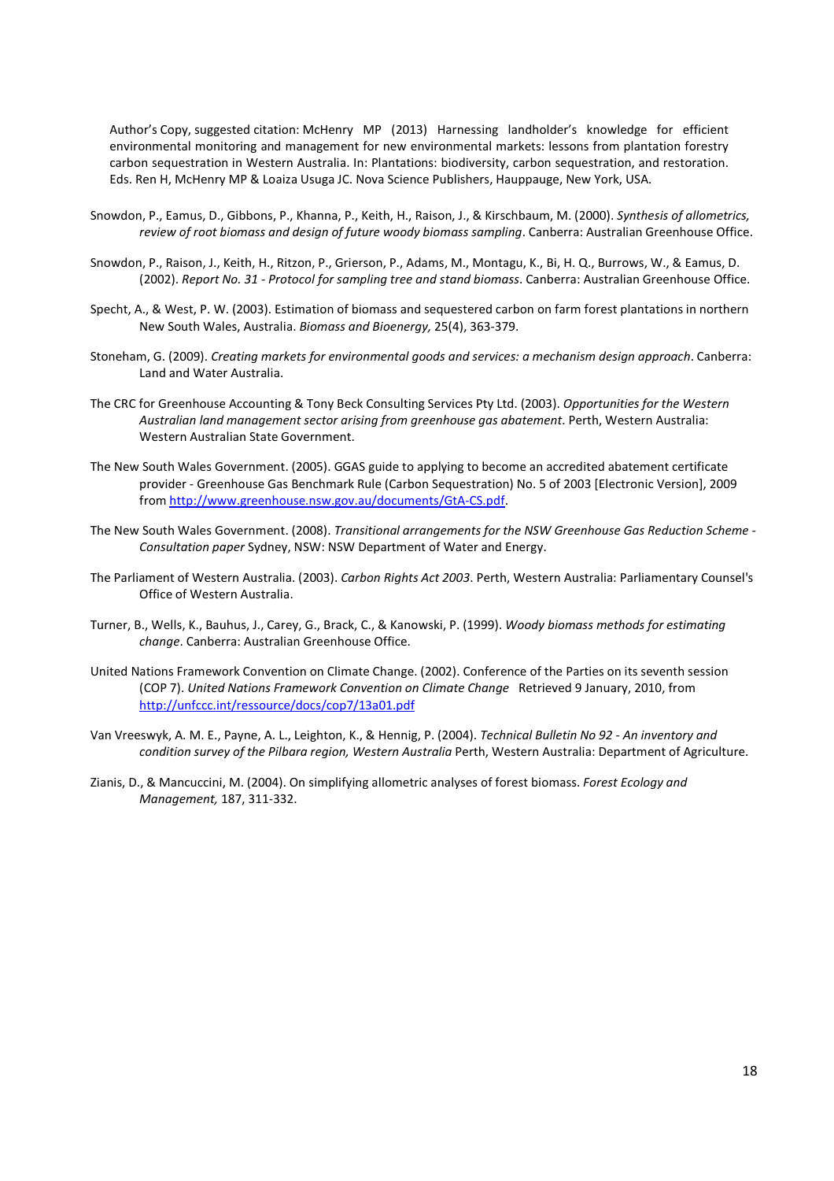Author's Copy, suggested citation: McHenry MP (2013) Harnessing landholder's knowledge for efficient environmental monitoring and management for new environmental markets: lessons from plantation forestry carbon sequestration in Western Australia. In: Plantations: biodiversity, carbon sequestration, and restoration. Eds. Ren H, McHenry MP & Loaiza Usuga JC. Nova Science Publishers, Hauppauge, New York, USA.

Snowdon, P., Eamus, D., Gibbons, P., Khanna, P., Keith, H., Raison, J., & Kirschbaum, M. (2000). *Synthesis of allometrics, review of root biomass and design of future woody biomass sampling*. Canberra: Australian Greenhouse Office.

Snowdon, P., Raison, J., Keith, H., Ritzon, P., Grierson, P., Adams, M., Montagu, K., Bi, H. Q., Burrows, W., & Eamus, D. (2002). *Report No. 31 - Protocol for sampling tree and stand biomass*. Canberra: Australian Greenhouse Office.

Specht, A., & West, P. W. (2003). Estimation of biomass and sequestered carbon on farm forest plantations in northern New South Wales, Australia. *Biomass and Bioenergy,* 25(4), 363-379.

Stoneham, G. (2009). *Creating markets for environmental goods and services: a mechanism design approach*. Canberra: Land and Water Australia.

The CRC for Greenhouse Accounting & Tony Beck Consulting Services Pty Ltd. (2003). *Opportunities for the Western Australian land management sector arising from greenhouse gas abatement*. Perth, Western Australia: Western Australian State Government.

The New South Wales Government. (2005). GGAS guide to applying to become an accredited abatement certificate provider - Greenhouse Gas Benchmark Rule (Carbon Sequestration) No. 5 of 2003 [Electronic Version], 2009 from http://www.greenhouse.nsw.gov.au/documents/GtA-CS.pdf.

The New South Wales Government. (2008). *Transitional arrangements for the NSW Greenhouse Gas Reduction Scheme - Consultation paper* Sydney, NSW: NSW Department of Water and Energy.

The Parliament of Western Australia. (2003). *Carbon Rights Act 2003*. Perth, Western Australia: Parliamentary Counsel's Office of Western Australia.

Turner, B., Wells, K., Bauhus, J., Carey, G., Brack, C., & Kanowski, P. (1999). *Woody biomass methods for estimating change*. Canberra: Australian Greenhouse Office.

United Nations Framework Convention on Climate Change. (2002). Conference of the Parties on its seventh session (COP 7). *United Nations Framework Convention on Climate Change* Retrieved 9 January, 2010, from http://unfccc.int/ressource/docs/cop7/13a01.pdf

Van Vreeswyk, A. M. E., Payne, A. L., Leighton, K., & Hennig, P. (2004). *Technical Bulletin No 92 - An inventory and condition survey of the Pilbara region, Western Australia* Perth, Western Australia: Department of Agriculture.

Zianis, D., & Mancuccini, M. (2004). On simplifying allometric analyses of forest biomass. *Forest Ecology and Management,* 187, 311-332.